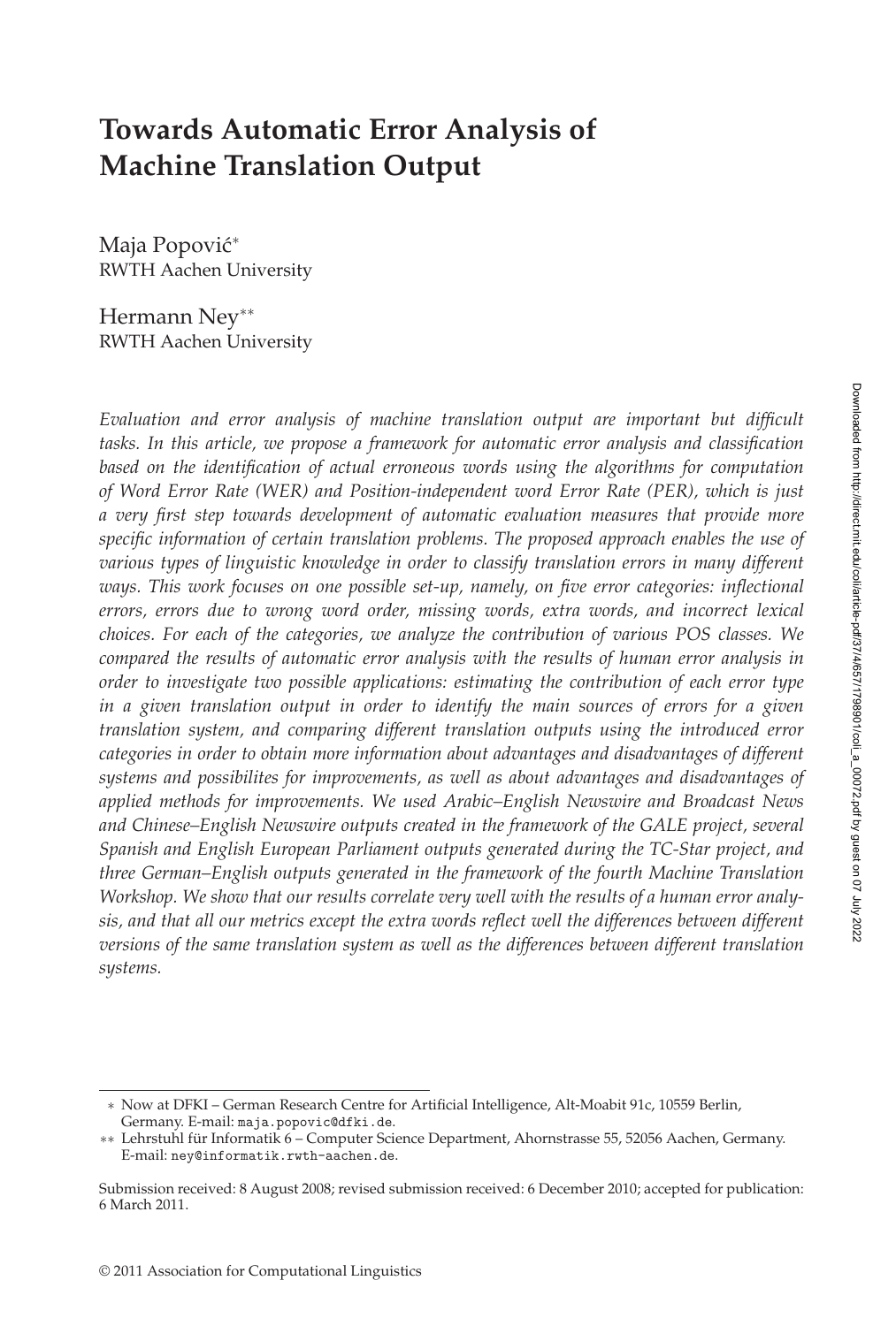# Towards Automatic Error Analysis of Machine Translation Output

Maja Popović*
RWTH Aachen University

Hermann Ney**
RWTH Aachen University

*Evaluation and error analysis of machine translation output are important but difficult tasks. In this article, we propose a framework for automatic error analysis and classification based on the identification of actual erroneous words using the algorithms for computation of Word Error Rate (WER) and Position-independent word Error Rate (PER), which is just a very first step towards development of automatic evaluation measures that provide more specific information of certain translation problems. The proposed approach enables the use of various types of linguistic knowledge in order to classify translation errors in many different ways. This work focuses on one possible set-up, namely, on five error categories: inflectional errors, errors due to wrong word order, missing words, extra words, and incorrect lexical choices. For each of the categories, we analyze the contribution of various POS classes. We compared the results of automatic error analysis with the results of human error analysis in order to investigate two possible applications: estimating the contribution of each error type in a given translation output in order to identify the main sources of errors for a given translation system, and comparing different translation outputs using the introduced error categories in order to obtain more information about advantages and disadvantages of different systems and possibilites for improvements, as well as about advantages and disadvantages of applied methods for improvements. We used Arabic–English Newswire and Broadcast News and Chinese–English Newswire outputs created in the framework of the GALE project, several Spanish and English European Parliament outputs generated during the TC-Star project, and three German–English outputs generated in the framework of the fourth Machine Translation Workshop. We show that our results correlate very well with the results of a human error analysis, and that all our metrics except the extra words reflect well the differences between different versions of the same translation system as well as the differences between different translation systems.*

---

\* Now at DFKI – German Research Centre for Artificial Intelligence, Alt-Moabit 91c, 10559 Berlin, Germany. E-mail: maja.popovic@dfki.de.

\*\* Lehrstuhl für Informatik 6 – Computer Science Department, Ahornstrasse 55, 52056 Aachen, Germany. E-mail: ney@informatik.rwth-aachen.de.

Submission received: 8 August 2008; revised submission received: 6 December 2010; accepted for publication: 6 March 2011.

© 2011 Association for Computational Linguistics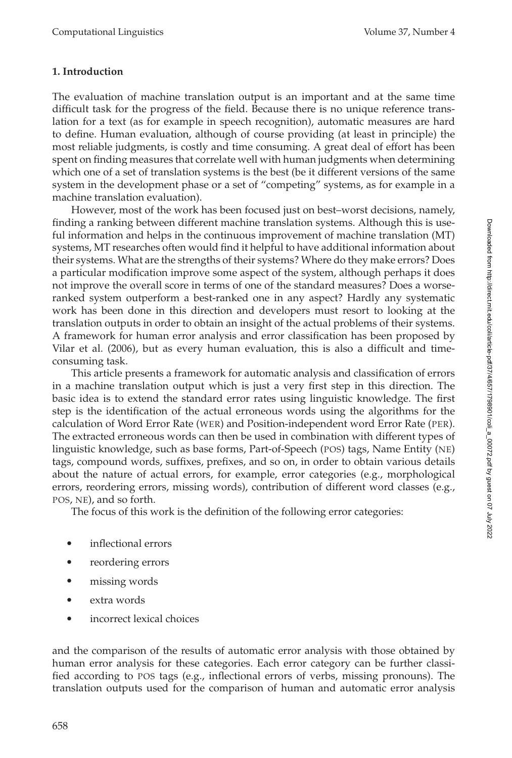## 1. Introduction

The evaluation of machine translation output is an important and at the same time difficult task for the progress of the field. Because there is no unique reference translation for a text (as for example in speech recognition), automatic measures are hard to define. Human evaluation, although of course providing (at least in principle) the most reliable judgments, is costly and time consuming. A great deal of effort has been spent on finding measures that correlate well with human judgments when determining which one of a set of translation systems is the best (be it different versions of the same system in the development phase or a set of "competing" systems, as for example in a machine translation evaluation).

However, most of the work has been focused just on best–worst decisions, namely, finding a ranking between different machine translation systems. Although this is useful information and helps in the continuous improvement of machine translation (MT) systems, MT researches often would find it helpful to have additional information about their systems. What are the strengths of their systems? Where do they make errors? Does a particular modification improve some aspect of the system, although perhaps it does not improve the overall score in terms of one of the standard measures? Does a worse-ranked system outperform a best-ranked one in any aspect? Hardly any systematic work has been done in this direction and developers must resort to looking at the translation outputs in order to obtain an insight of the actual problems of their systems. A framework for human error analysis and error classification has been proposed by Vilar et al. (2006), but as every human evaluation, this is also a difficult and time-consuming task.

This article presents a framework for automatic analysis and classification of errors in a machine translation output which is just a very first step in this direction. The basic idea is to extend the standard error rates using linguistic knowledge. The first step is the identification of the actual erroneous words using the algorithms for the calculation of Word Error Rate (WER) and Position-independent word Error Rate (PER). The extracted erroneous words can then be used in combination with different types of linguistic knowledge, such as base forms, Part-of-Speech (POS) tags, Name Entity (NE) tags, compound words, suffixes, prefixes, and so on, in order to obtain various details about the nature of actual errors, for example, error categories (e.g., morphological errors, reordering errors, missing words), contribution of different word classes (e.g., POS, NE), and so forth.

The focus of this work is the definition of the following error categories:

- inflectional errors
- reordering errors
- missing words
- extra words
- incorrect lexical choices

and the comparison of the results of automatic error analysis with those obtained by human error analysis for these categories. Each error category can be further classified according to POS tags (e.g., inflectional errors of verbs, missing pronouns). The translation outputs used for the comparison of human and automatic error analysis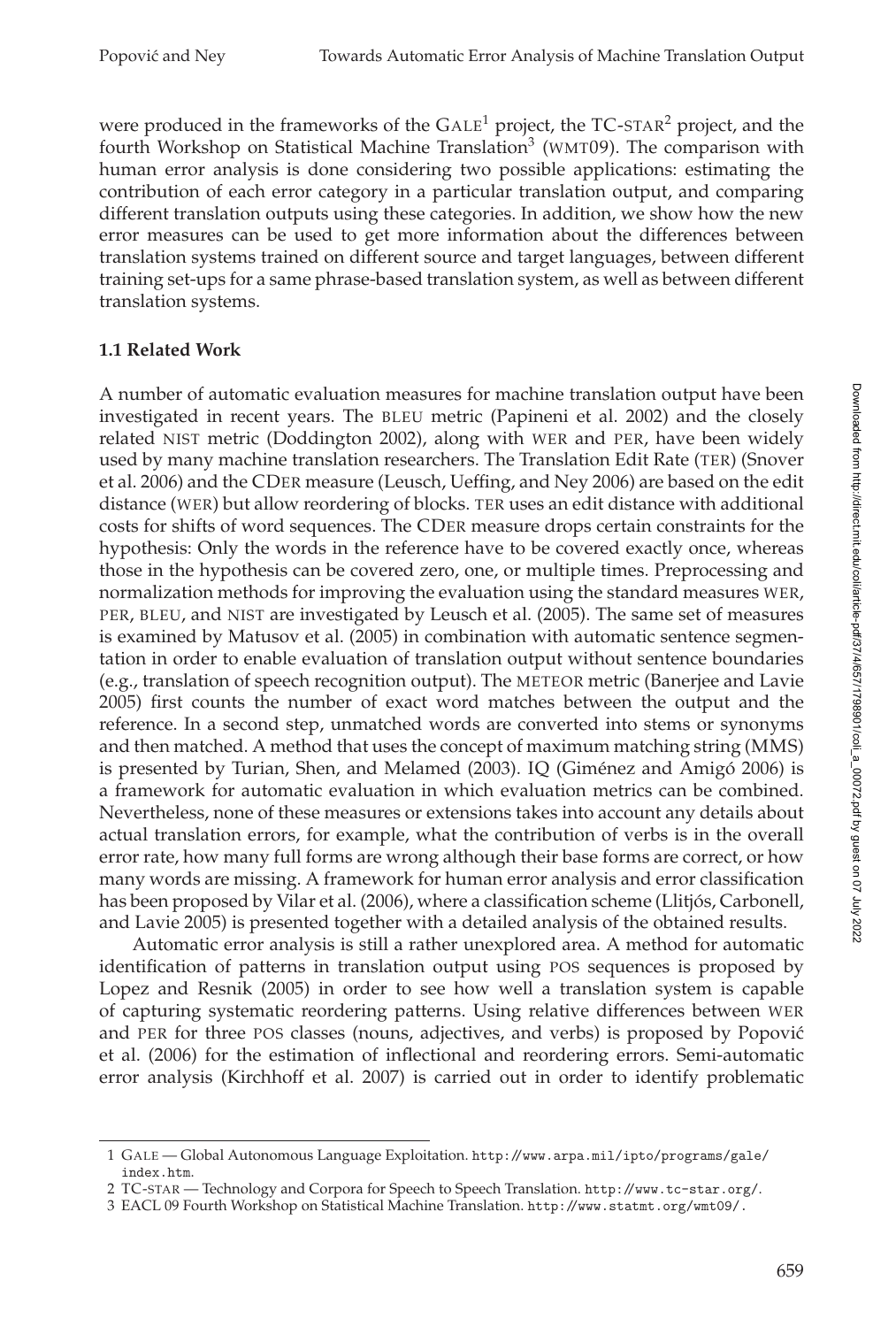were produced in the frameworks of the GALE[1] project, the TC-STAR[2] project, and the fourth Workshop on Statistical Machine Translation[3] (WMT09). The comparison with human error analysis is done considering two possible applications: estimating the contribution of each error category in a particular translation output, and comparing different translation outputs using these categories. In addition, we show how the new error measures can be used to get more information about the differences between translation systems trained on different source and target languages, between different training set-ups for a same phrase-based translation system, as well as between different translation systems.

### 1.1 Related Work

A number of automatic evaluation measures for machine translation output have been investigated in recent years. The BLEU metric (Papineni et al. 2002) and the closely related NIST metric (Doddington 2002), along with WER and PER, have been widely used by many machine translation researchers. The Translation Edit Rate (TER) (Snover et al. 2006) and the CDER measure (Leusch, Ueffing, and Ney 2006) are based on the edit distance (WER) but allow reordering of blocks. TER uses an edit distance with additional costs for shifts of word sequences. The CDER measure drops certain constraints for the hypothesis: Only the words in the reference have to be covered exactly once, whereas those in the hypothesis can be covered zero, one, or multiple times. Preprocessing and normalization methods for improving the evaluation using the standard measures WER, PER, BLEU, and NIST are investigated by Leusch et al. (2005). The same set of measures is examined by Matusov et al. (2005) in combination with automatic sentence segmentation in order to enable evaluation of translation output without sentence boundaries (e.g., translation of speech recognition output). The METEOR metric (Banerjee and Lavie 2005) first counts the number of exact word matches between the output and the reference. In a second step, unmatched words are converted into stems or synonyms and then matched. A method that uses the concept of maximum matching string (MMS) is presented by Turian, Shen, and Melamed (2003). IQ (Giménez and Amigó 2006) is a framework for automatic evaluation in which evaluation metrics can be combined. Nevertheless, none of these measures or extensions takes into account any details about actual translation errors, for example, what the contribution of verbs is in the overall error rate, how many full forms are wrong although their base forms are correct, or how many words are missing. A framework for human error analysis and error classification has been proposed by Vilar et al. (2006), where a classification scheme (Llitjós, Carbonell, and Lavie 2005) is presented together with a detailed analysis of the obtained results.

Automatic error analysis is still a rather unexplored area. A method for automatic identification of patterns in translation output using POS sequences is proposed by Lopez and Resnik (2005) in order to see how well a translation system is capable of capturing systematic reordering patterns. Using relative differences between WER and PER for three POS classes (nouns, adjectives, and verbs) is proposed by Popović et al. (2006) for the estimation of inflectional and reordering errors. Semi-automatic error analysis (Kirchhoff et al. 2007) is carried out in order to identify problematic

---

1 GALE — Global Autonomous Language Exploitation. http://www.arpa.mil/ipto/programs/gale/index.htm.

2 TC-STAR — Technology and Corpora for Speech to Speech Translation. http://www.tc-star.org/.

3 EACL 09 Fourth Workshop on Statistical Machine Translation. http://www.statmt.org/wmt09/.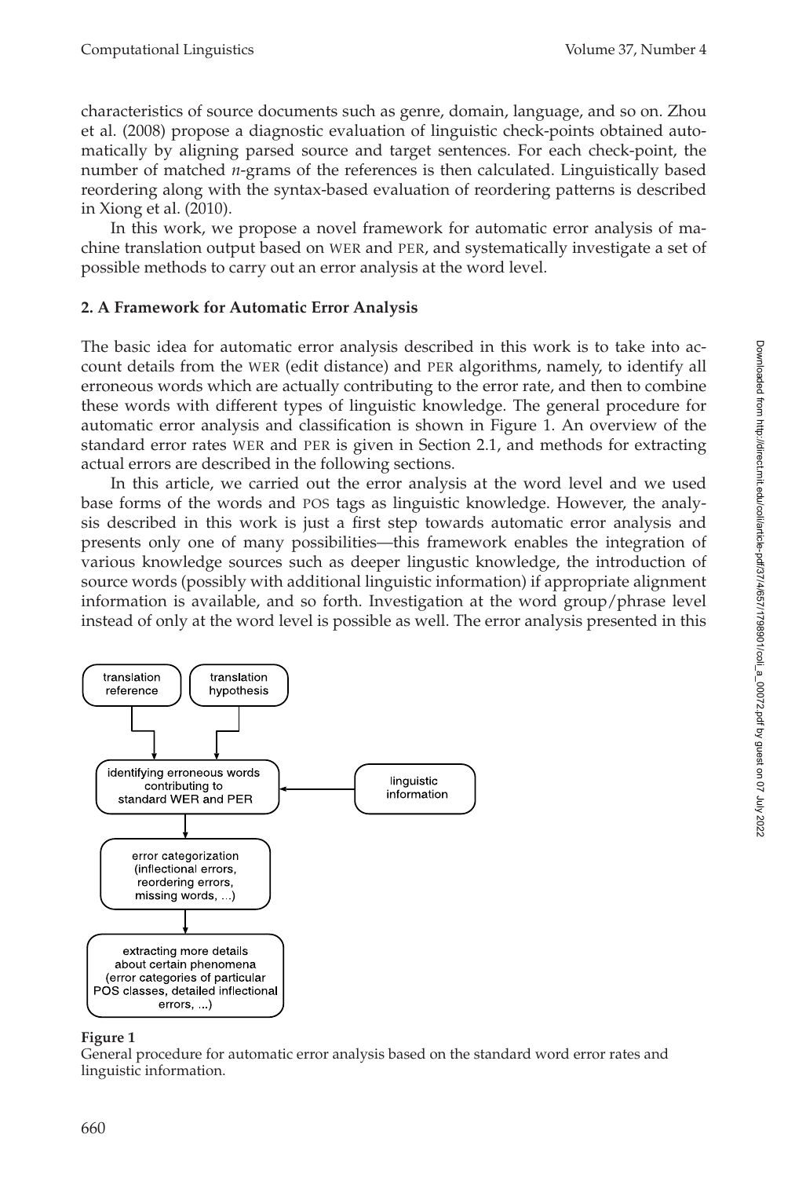characteristics of source documents such as genre, domain, language, and so on. Zhou et al. (2008) propose a diagnostic evaluation of linguistic check-points obtained automatically by aligning parsed source and target sentences. For each check-point, the number of matched *n*-grams of the references is then calculated. Linguistically based reordering along with the syntax-based evaluation of reordering patterns is described in Xiong et al. (2010).

In this work, we propose a novel framework for automatic error analysis of machine translation output based on WER and PER, and systematically investigate a set of possible methods to carry out an error analysis at the word level.

## 2. A Framework for Automatic Error Analysis

The basic idea for automatic error analysis described in this work is to take into account details from the WER (edit distance) and PER algorithms, namely, to identify all erroneous words which are actually contributing to the error rate, and then to combine these words with different types of linguistic knowledge. The general procedure for automatic error analysis and classification is shown in Figure 1. An overview of the standard error rates WER and PER is given in Section 2.1, and methods for extracting actual errors are described in the following sections.

In this article, we carried out the error analysis at the word level and we used base forms of the words and POS tags as linguistic knowledge. However, the analysis described in this work is just a first step towards automatic error analysis and presents only one of many possibilities—this framework enables the integration of various knowledge sources such as deeper lingustic knowledge, the introduction of source words (possibly with additional linguistic information) if appropriate alignment information is available, and so forth. Investigation at the word group/phrase level instead of only at the word level is possible as well. The error analysis presented in this

translation reference

translation hypothesis

identifying erroneous words contributing to standard WER and PER

linguistic information

error categorization (inflectional errors, reordering errors, missing words, ...)

extracting more details about certain phenomena (error categories of particular POS classes, detailed inflectional errors, ...)

**Figure 1**
General procedure for automatic error analysis based on the standard word error rates and linguistic information.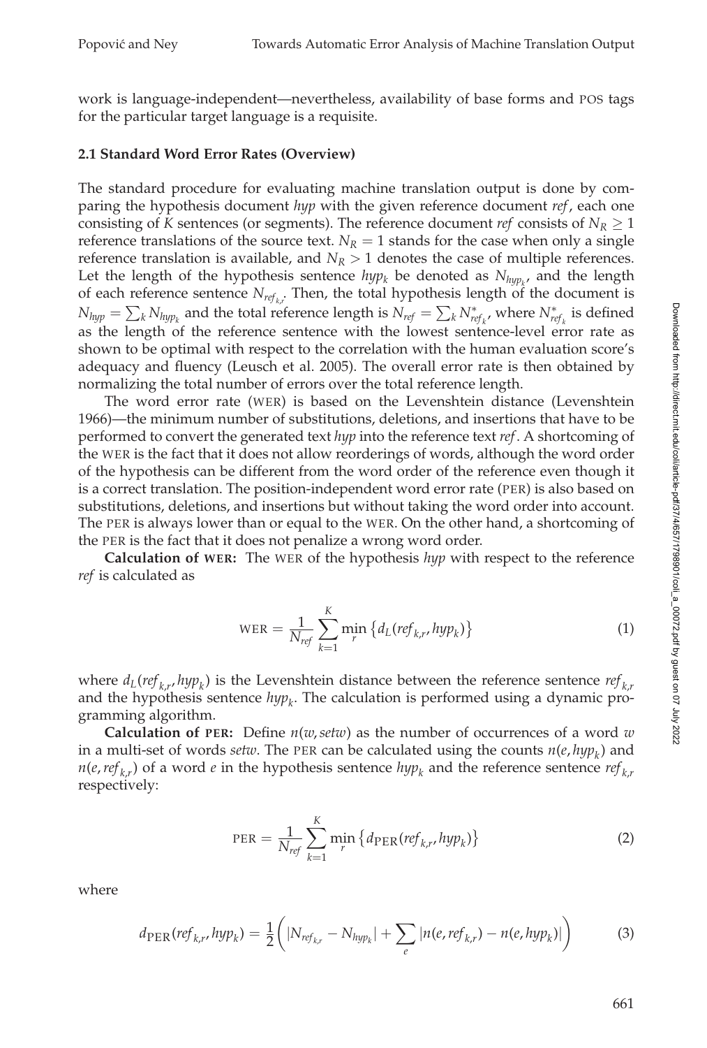work is language-independent—nevertheless, availability of base forms and POS tags for the particular target language is a requisite.

### 2.1 Standard Word Error Rates (Overview)

The standard procedure for evaluating machine translation output is done by comparing the hypothesis document *hyp* with the given reference document *ref*, each one consisting of $K$ sentences (or segments). The reference document *ref* consists of $N_R \geq 1$ reference translations of the source text. $N_R = 1$ stands for the case when only a single reference translation is available, and $N_R > 1$ denotes the case of multiple references. Let the length of the hypothesis sentence $hyp_k$ be denoted as $N_{hyp_k}$, and the length of each reference sentence $N_{ref_{k,r}}$. Then, the total hypothesis length of the document is $N_{hyp} = \sum_k N_{hyp_k}$ and the total reference length is $N_{ref} = \sum_k N^*_{ref_k}$, where $N^*_{ref_k}$ is defined as the length of the reference sentence with the lowest sentence-level error rate as shown to be optimal with respect to the correlation with the human evaluation score's adequacy and fluency (Leusch et al. 2005). The overall error rate is then obtained by normalizing the total number of errors over the total reference length.

The word error rate (WER) is based on the Levenshtein distance (Levenshtein 1966)—the minimum number of substitutions, deletions, and insertions that have to be performed to convert the generated text *hyp* into the reference text *ref*. A shortcoming of the WER is the fact that it does not allow reorderings of words, although the word order of the hypothesis can be different from the word order of the reference even though it is a correct translation. The position-independent word error rate (PER) is also based on substitutions, deletions, and insertions but without taking the word order into account. The PER is always lower than or equal to the WER. On the other hand, a shortcoming of the PER is the fact that it does not penalize a wrong word order.

**Calculation of WER:** The WER of the hypothesis *hyp* with respect to the reference *ref* is calculated as

$$\text{WER} = \frac{1}{N_{ref}} \sum_{k=1}^{K} \min_r \left\{ d_L(ref_{k,r}, hyp_k) \right\} \tag{1}$$

where $d_L(ref_{k,r}, hyp_k)$ is the Levenshtein distance between the reference sentence $ref_{k,r}$ and the hypothesis sentence $hyp_k$. The calculation is performed using a dynamic programming algorithm.

**Calculation of PER:** Define $n(w, setw)$ as the number of occurrences of a word $w$ in a multi-set of words *setw*. The PER can be calculated using the counts $n(e, hyp_k)$ and $n(e, ref_{k,r})$ of a word $e$ in the hypothesis sentence $hyp_k$ and the reference sentence $ref_{k,r}$ respectively:

$$\text{PER} = \frac{1}{N_{ref}} \sum_{k=1}^{K} \min_r \left\{ d_{\text{PER}}(ref_{k,r}, hyp_k) \right\} \tag{2}$$

where

$$d_{\text{PER}}(ref_{k,r}, hyp_k) = \frac{1}{2} \left( |N_{ref_{k,r}} - N_{hyp_k}| + \sum_e |n(e, ref_{k,r}) - n(e, hyp_k)| \right) \tag{3}$$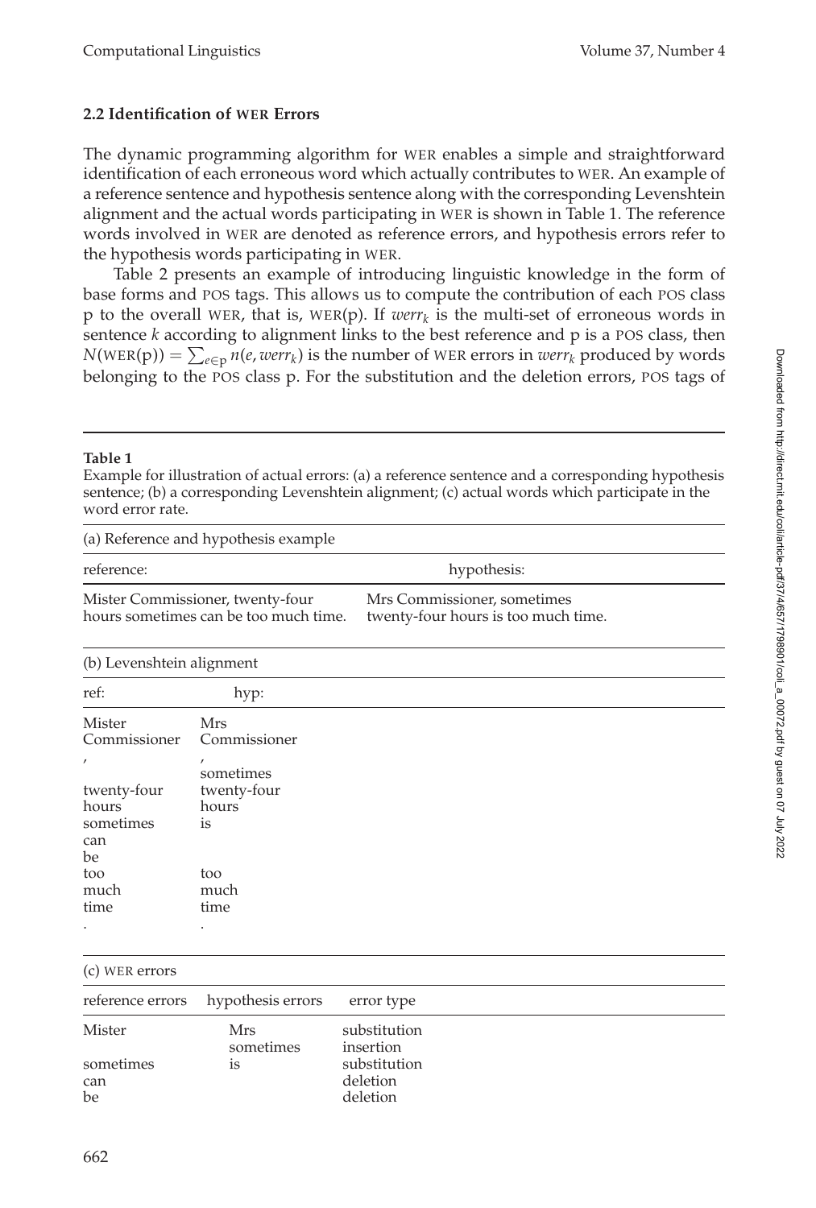### 2.2 Identification of WER Errors

The dynamic programming algorithm for WER enables a simple and straightforward identification of each erroneous word which actually contributes to WER. An example of a reference sentence and hypothesis sentence along with the corresponding Levenshtein alignment and the actual words participating in WER is shown in Table 1. The reference words involved in WER are denoted as reference errors, and hypothesis errors refer to the hypothesis words participating in WER.

Table 2 presents an example of introducing linguistic knowledge in the form of base forms and POS tags. This allows us to compute the contribution of each POS class p to the overall WER, that is, WER(p). If $werr_k$ is the multi-set of erroneous words in sentence $k$ according to alignment links to the best reference and p is a POS class, then $N(\text{WER}(\text{p})) = \sum_{e \in \text{p}} n(e, werr_k)$ is the number of WER errors in $werr_k$ produced by words belonging to the POS class p. For the substitution and the deletion errors, POS tags of

**Table 1**
Example for illustration of actual errors: (a) a reference sentence and a corresponding hypothesis sentence; (b) a corresponding Levenshtein alignment; (c) actual words which participate in the word error rate.

(a) Reference and hypothesis example

| reference: | hypothesis: |
|---|---|
| Mister Commissioner, twenty-four hours sometimes can be too much time. | Mrs Commissioner, sometimes twenty-four hours is too much time. |

(b) Levenshtein alignment

| ref: | hyp: |
|---|---|
| Mister | Mrs |
| Commissioner | Commissioner |
| , | , |
| | sometimes |
| twenty-four | twenty-four |
| hours | hours |
| sometimes | is |
| can | |
| be | |
| too | too |
| much | much |
| time | time |
| . | . |

(c) WER errors

| reference errors | hypothesis errors | error type |
|---|---|---|
| Mister | Mrs | substitution |
| | sometimes | insertion |
| sometimes | is | substitution |
| can | | deletion |
| be | | deletion |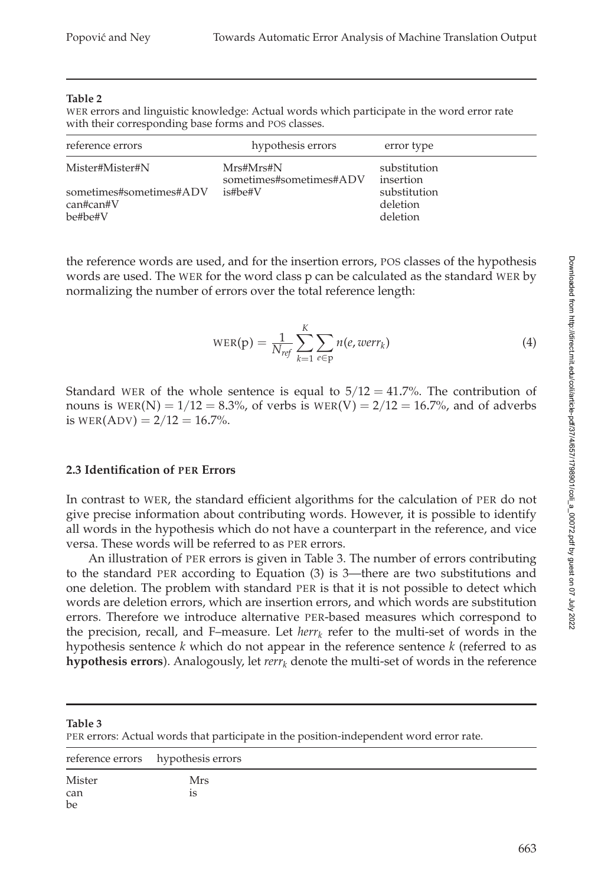**Table 2**
WER errors and linguistic knowledge: Actual words which participate in the word error rate with their corresponding base forms and POS classes.

| reference errors | hypothesis errors | error type |
|---|---|---|
| Mister#Mister#N | Mrs#Mrs#N | substitution |
| | sometimes#sometimes#ADV | insertion |
| sometimes#sometimes#ADV | is#be#V | substitution |
| can#can#V | | deletion |
| be#be#V | | deletion |

the reference words are used, and for the insertion errors, POS classes of the hypothesis words are used. The WER for the word class p can be calculated as the standard WER by normalizing the number of errors over the total reference length:

$$\text{WER}(\text{p}) = \frac{1}{N_{ref}} \sum_{k=1}^{K} \sum_{e \in \text{p}} n(e, werr_k) \tag{4}$$

Standard WER of the whole sentence is equal to $5/12 = 41.7\%$. The contribution of nouns is $\text{WER}(\text{N}) = 1/12 = 8.3\%$, of verbs is $\text{WER}(\text{V}) = 2/12 = 16.7\%$, and of adverbs is $\text{WER}(\text{ADV}) = 2/12 = 16.7\%$.

### 2.3 Identification of PER Errors

In contrast to WER, the standard efficient algorithms for the calculation of PER do not give precise information about contributing words. However, it is possible to identify all words in the hypothesis which do not have a counterpart in the reference, and vice versa. These words will be referred to as PER errors.

An illustration of PER errors is given in Table 3. The number of errors contributing to the standard PER according to Equation (3) is 3—there are two substitutions and one deletion. The problem with standard PER is that it is not possible to detect which words are deletion errors, which are insertion errors, and which words are substitution errors. Therefore we introduce alternative PER-based measures which correspond to the precision, recall, and F–measure. Let $herr_k$ refer to the multi-set of words in the hypothesis sentence $k$ which do not appear in the reference sentence $k$ (referred to as **hypothesis errors**). Analogously, let $rerr_k$ denote the multi-set of words in the reference

**Table 3**
PER errors: Actual words that participate in the position-independent word error rate.

| reference errors | hypothesis errors |
|---|---|
| Mister | Mrs |
| can | is |
| be | |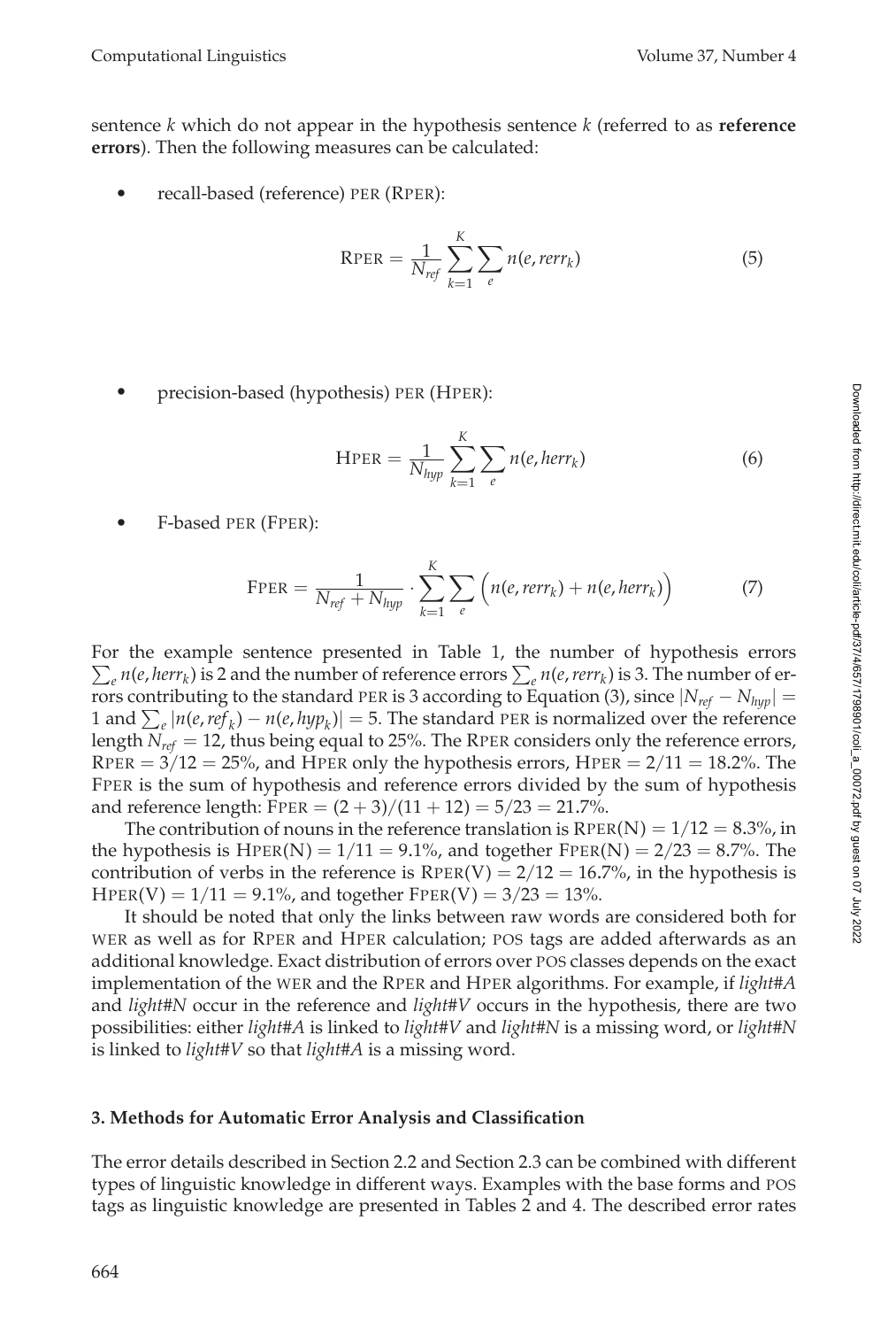sentence $k$ which do not appear in the hypothesis sentence $k$ (referred to as **reference errors**). Then the following measures can be calculated:

- recall-based (reference) PER (RPER):

$$\text{RPER} = \frac{1}{N_{ref}} \sum_{k=1}^{K} \sum_{e} n(e, rerr_k) \tag{5}$$

- precision-based (hypothesis) PER (HPER):

$$\text{HPER} = \frac{1}{N_{hyp}} \sum_{k=1}^{K} \sum_{e} n(e, herr_k) \tag{6}$$

- F-based PER (FPER):

$$\text{FPER} = \frac{1}{N_{ref} + N_{hyp}} \cdot \sum_{k=1}^{K} \sum_{e} \Big( n(e, rerr_k) + n(e, herr_k) \Big) \tag{7}$$

For the example sentence presented in Table 1, the number of hypothesis errors $\sum_e n(e, herr_k)$ is 2 and the number of reference errors $\sum_e n(e, rerr_k)$ is 3. The number of errors contributing to the standard PER is 3 according to Equation (3), since $|N_{ref} - N_{hyp}| = 1$ and $\sum_e |n(e, ref_k) - n(e, hyp_k)| = 5$. The standard PER is normalized over the reference length $N_{ref} = 12$, thus being equal to 25%. The RPER considers only the reference errors, $\text{RPER} = 3/12 = 25\%$, and HPER only the hypothesis errors, $\text{HPER} = 2/11 = 18.2\%$. The FPER is the sum of hypothesis and reference errors divided by the sum of hypothesis and reference length: $\text{FPER} = (2 + 3)/(11 + 12) = 5/23 = 21.7\%$.

The contribution of nouns in the reference translation is $\text{RPER(N)} = 1/12 = 8.3\%$, in the hypothesis is $\text{HPER(N)} = 1/11 = 9.1\%$, and together $\text{FPER(N)} = 2/23 = 8.7\%$. The contribution of verbs in the reference is $\text{RPER(V)} = 2/12 = 16.7\%$, in the hypothesis is $\text{HPER(V)} = 1/11 = 9.1\%$, and together $\text{FPER(V)} = 3/23 = 13\%$.

It should be noted that only the links between raw words are considered both for WER as well as for RPER and HPER calculation; POS tags are added afterwards as an additional knowledge. Exact distribution of errors over POS classes depends on the exact implementation of the WER and the RPER and HPER algorithms. For example, if *light#A* and *light#N* occur in the reference and *light#V* occurs in the hypothesis, there are two possibilities: either *light#A* is linked to *light#V* and *light#N* is a missing word, or *light#N* is linked to *light#V* so that *light#A* is a missing word.

### 3. Methods for Automatic Error Analysis and Classification

The error details described in Section 2.2 and Section 2.3 can be combined with different types of linguistic knowledge in different ways. Examples with the base forms and POS tags as linguistic knowledge are presented in Tables 2 and 4. The described error rates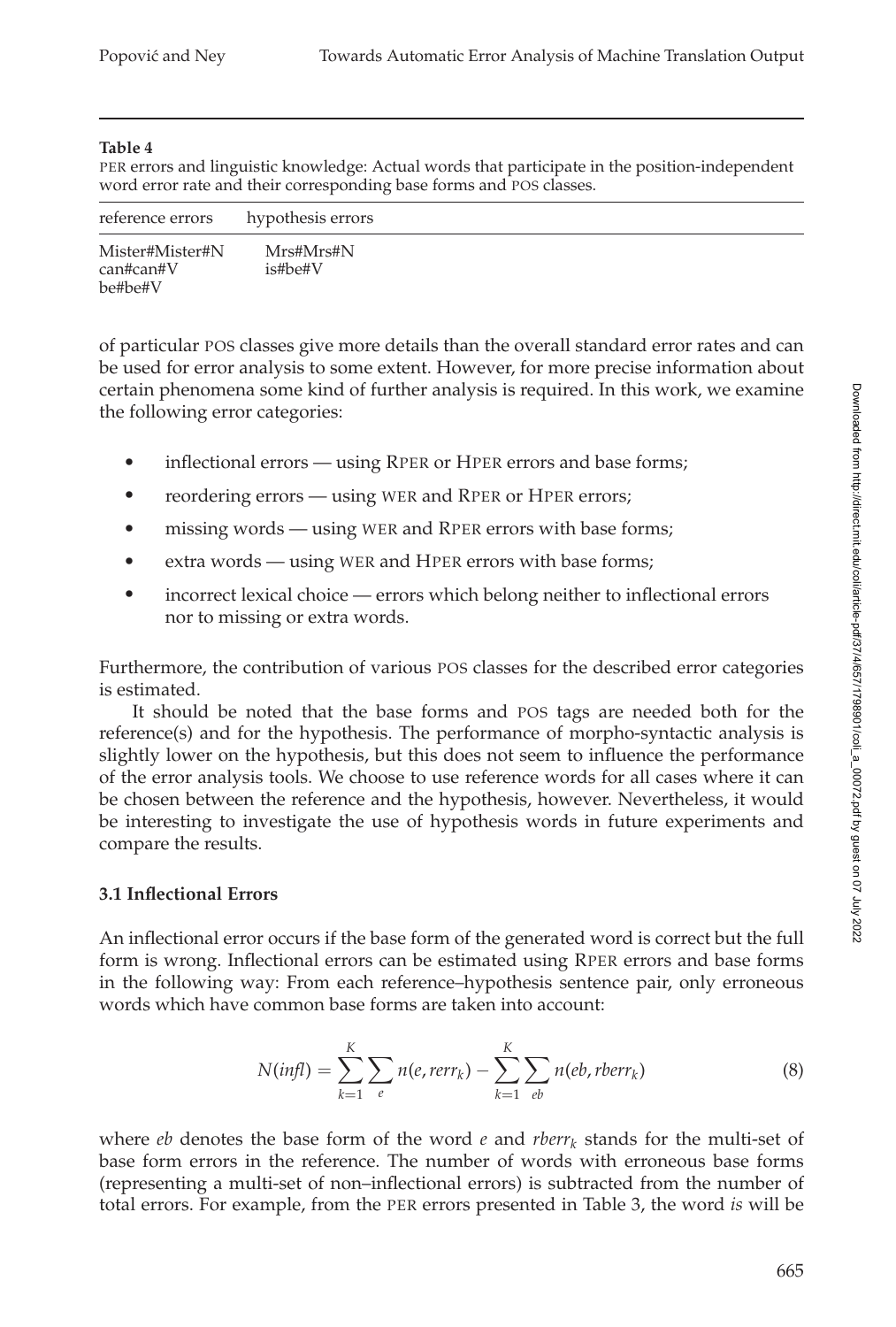**Table 4**

PER errors and linguistic knowledge: Actual words that participate in the position-independent word error rate and their corresponding base forms and POS classes.

| reference errors | hypothesis errors |
|---|---|
| Mister#Mister#N | Mrs#Mrs#N |
| can#can#V | is#be#V |
| be#be#V | |

of particular POS classes give more details than the overall standard error rates and can be used for error analysis to some extent. However, for more precise information about certain phenomena some kind of further analysis is required. In this work, we examine the following error categories:

- inflectional errors — using RPER or HPER errors and base forms;
- reordering errors — using WER and RPER or HPER errors;
- missing words — using WER and RPER errors with base forms;
- extra words — using WER and HPER errors with base forms;
- incorrect lexical choice — errors which belong neither to inflectional errors nor to missing or extra words.

Furthermore, the contribution of various POS classes for the described error categories is estimated.

It should be noted that the base forms and POS tags are needed both for the reference(s) and for the hypothesis. The performance of morpho-syntactic analysis is slightly lower on the hypothesis, but this does not seem to influence the performance of the error analysis tools. We choose to use reference words for all cases where it can be chosen between the reference and the hypothesis, however. Nevertheless, it would be interesting to investigate the use of hypothesis words in future experiments and compare the results.

### 3.1 Inflectional Errors

An inflectional error occurs if the base form of the generated word is correct but the full form is wrong. Inflectional errors can be estimated using RPER errors and base forms in the following way: From each reference–hypothesis sentence pair, only erroneous words which have common base forms are taken into account:

$$N(\mathit{infl}) = \sum_{k=1}^{K} \sum_{e} n(e, \mathit{rerr}_k) - \sum_{k=1}^{K} \sum_{eb} n(eb, \mathit{rberr}_k) \tag{8}$$

where *eb* denotes the base form of the word *e* and $\mathit{rberr}_k$ stands for the multi-set of base form errors in the reference. The number of words with erroneous base forms (representing a multi-set of non–inflectional errors) is subtracted from the number of total errors. For example, from the PER errors presented in Table 3, the word *is* will be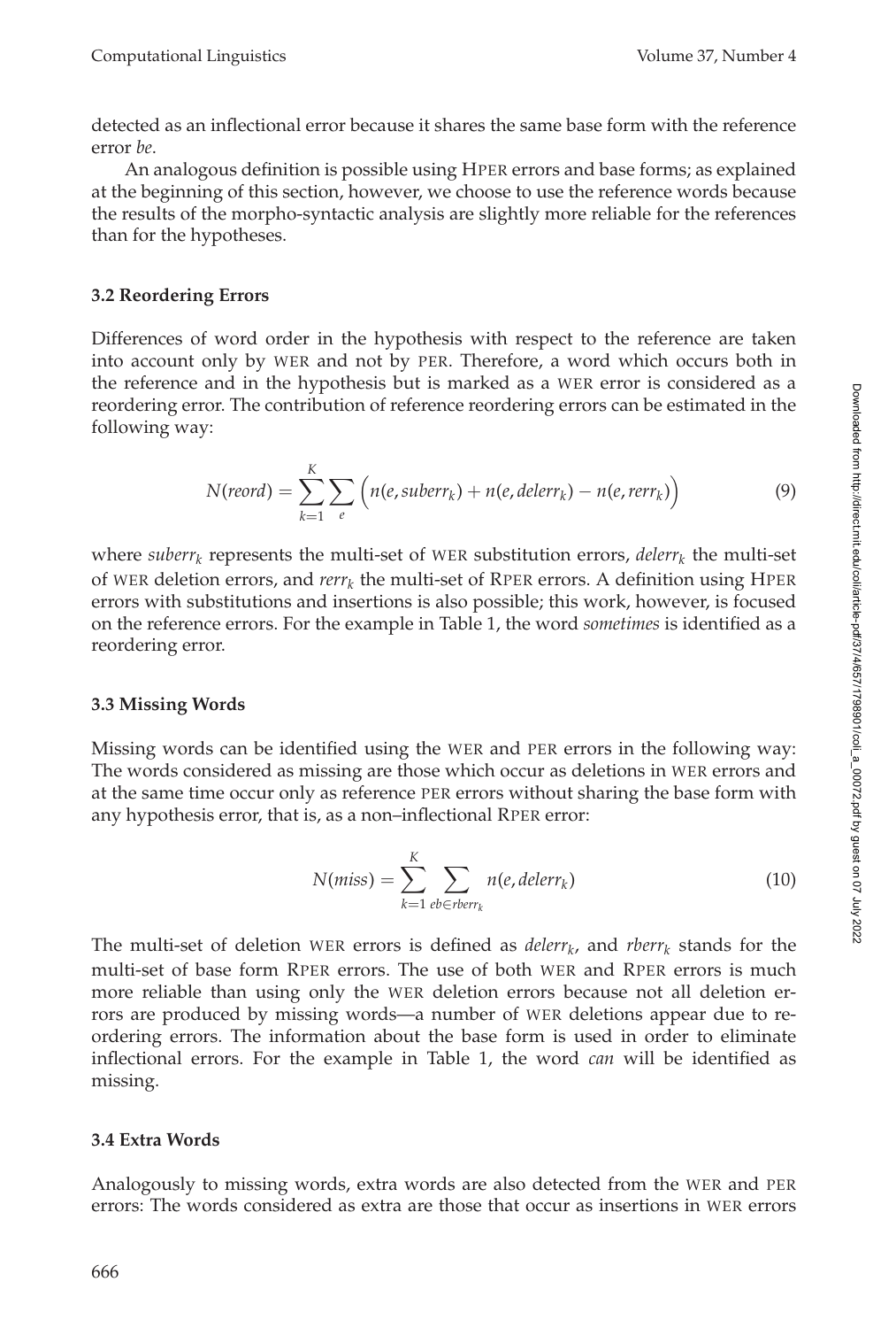detected as an inflectional error because it shares the same base form with the reference error *be*.

An analogous definition is possible using HPER errors and base forms; as explained at the beginning of this section, however, we choose to use the reference words because the results of the morpho-syntactic analysis are slightly more reliable for the references than for the hypotheses.

### 3.2 Reordering Errors

Differences of word order in the hypothesis with respect to the reference are taken into account only by WER and not by PER. Therefore, a word which occurs both in the reference and in the hypothesis but is marked as a WER error is considered as a reordering error. The contribution of reference reordering errors can be estimated in the following way:

$$N(reord) = \sum_{k=1}^{K} \sum_{e} \Big( n(e, suberr_k) + n(e, delerr_k) - n(e, rerr_k) \Big) \tag{9}$$

where $suberr_k$ represents the multi-set of WER substitution errors, $delerr_k$ the multi-set of WER deletion errors, and $rerr_k$ the multi-set of RPER errors. A definition using HPER errors with substitutions and insertions is also possible; this work, however, is focused on the reference errors. For the example in Table 1, the word *sometimes* is identified as a reordering error.

### 3.3 Missing Words

Missing words can be identified using the WER and PER errors in the following way: The words considered as missing are those which occur as deletions in WER errors and at the same time occur only as reference PER errors without sharing the base form with any hypothesis error, that is, as a non–inflectional RPER error:

$$N(miss) = \sum_{k=1}^{K} \sum_{eb \in rberr_k} n(e, delerr_k) \tag{10}$$

The multi-set of deletion WER errors is defined as $delerr_k$, and $rberr_k$ stands for the multi-set of base form RPER errors. The use of both WER and RPER errors is much more reliable than using only the WER deletion errors because not all deletion errors are produced by missing words—a number of WER deletions appear due to reordering errors. The information about the base form is used in order to eliminate inflectional errors. For the example in Table 1, the word *can* will be identified as missing.

### 3.4 Extra Words

Analogously to missing words, extra words are also detected from the WER and PER errors: The words considered as extra are those that occur as insertions in WER errors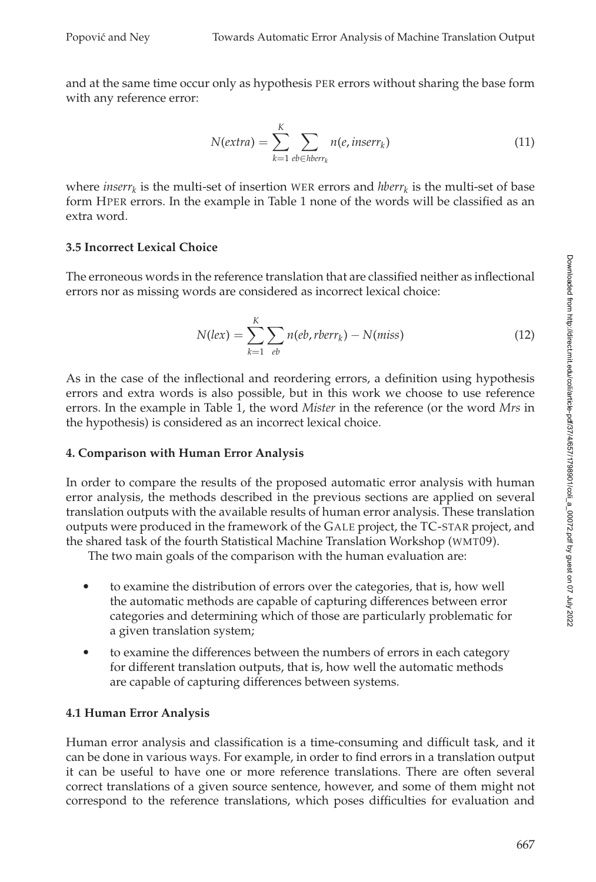and at the same time occur only as hypothesis PER errors without sharing the base form with any reference error:

$$N(extra) = \sum_{k=1}^{K} \sum_{eb \in hberr_k} n(e, inserr_k) \tag{11}$$

where $inserr_k$ is the multi-set of insertion WER errors and $hberr_k$ is the multi-set of base form HPER errors. In the example in Table 1 none of the words will be classified as an extra word.

### 3.5 Incorrect Lexical Choice

The erroneous words in the reference translation that are classified neither as inflectional errors nor as missing words are considered as incorrect lexical choice:

$$N(lex) = \sum_{k=1}^{K} \sum_{eb} n(eb, rberr_k) - N(miss) \tag{12}$$

As in the case of the inflectional and reordering errors, a definition using hypothesis errors and extra words is also possible, but in this work we choose to use reference errors. In the example in Table 1, the word *Mister* in the reference (or the word *Mrs* in the hypothesis) is considered as an incorrect lexical choice.

## 4. Comparison with Human Error Analysis

In order to compare the results of the proposed automatic error analysis with human error analysis, the methods described in the previous sections are applied on several translation outputs with the available results of human error analysis. These translation outputs were produced in the framework of the GALE project, the TC-STAR project, and the shared task of the fourth Statistical Machine Translation Workshop (WMT09).

The two main goals of the comparison with the human evaluation are:

- to examine the distribution of errors over the categories, that is, how well the automatic methods are capable of capturing differences between error categories and determining which of those are particularly problematic for a given translation system;
- to examine the differences between the numbers of errors in each category for different translation outputs, that is, how well the automatic methods are capable of capturing differences between systems.

### 4.1 Human Error Analysis

Human error analysis and classification is a time-consuming and difficult task, and it can be done in various ways. For example, in order to find errors in a translation output it can be useful to have one or more reference translations. There are often several correct translations of a given source sentence, however, and some of them might not correspond to the reference translations, which poses difficulties for evaluation and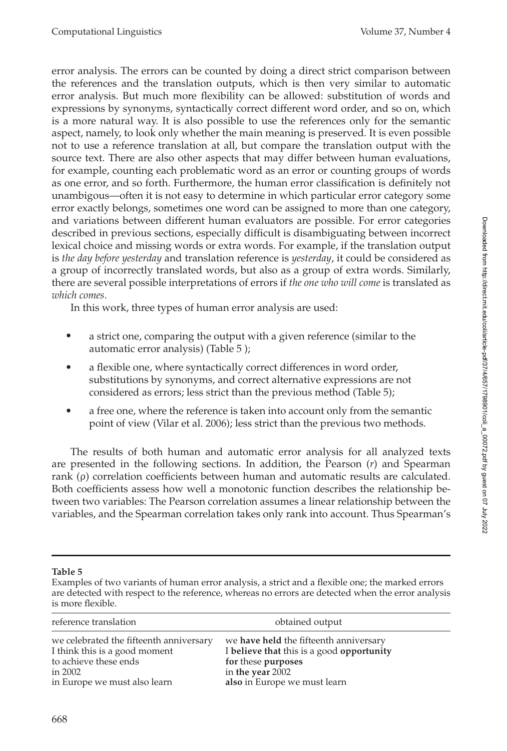error analysis. The errors can be counted by doing a direct strict comparison between the references and the translation outputs, which is then very similar to automatic error analysis. But much more flexibility can be allowed: substitution of words and expressions by synonyms, syntactically correct different word order, and so on, which is a more natural way. It is also possible to use the references only for the semantic aspect, namely, to look only whether the main meaning is preserved. It is even possible not to use a reference translation at all, but compare the translation output with the source text. There are also other aspects that may differ between human evaluations, for example, counting each problematic word as an error or counting groups of words as one error, and so forth. Furthermore, the human error classification is definitely not unambigous—often it is not easy to determine in which particular error category some error exactly belongs, sometimes one word can be assigned to more than one category, and variations between different human evaluators are possible. For error categories described in previous sections, especially difficult is disambiguating between incorrect lexical choice and missing words or extra words. For example, if the translation output is *the day before yesterday* and translation reference is *yesterday*, it could be considered as a group of incorrectly translated words, but also as a group of extra words. Similarly, there are several possible interpretations of errors if *the one who will come* is translated as *which comes*.

In this work, three types of human error analysis are used:

- a strict one, comparing the output with a given reference (similar to the automatic error analysis) (Table 5 );
- a flexible one, where syntactically correct differences in word order, substitutions by synonyms, and correct alternative expressions are not considered as errors; less strict than the previous method (Table 5);
- a free one, where the reference is taken into account only from the semantic point of view (Vilar et al. 2006); less strict than the previous two methods.

The results of both human and automatic error analysis for all analyzed texts are presented in the following sections. In addition, the Pearson ($r$) and Spearman rank ($\rho$) correlation coefficients between human and automatic results are calculated. Both coefficients assess how well a monotonic function describes the relationship between two variables: The Pearson correlation assumes a linear relationship between the variables, and the Spearman correlation takes only rank into account. Thus Spearman's

**Table 5**

Examples of two variants of human error analysis, a strict and a flexible one; the marked errors are detected with respect to the reference, whereas no errors are detected when the error analysis is more flexible.

| reference translation | obtained output |
|---|---|
| we celebrated the fifteenth anniversary | we **have held** the fifteenth anniversary |
| I think this is a good moment | I **believe that** this is a good **opportunity** |
| to achieve these ends | **for** these **purposes** |
| in 2002 | in **the year** 2002 |
| in Europe we must also learn | **also** in Europe we must learn |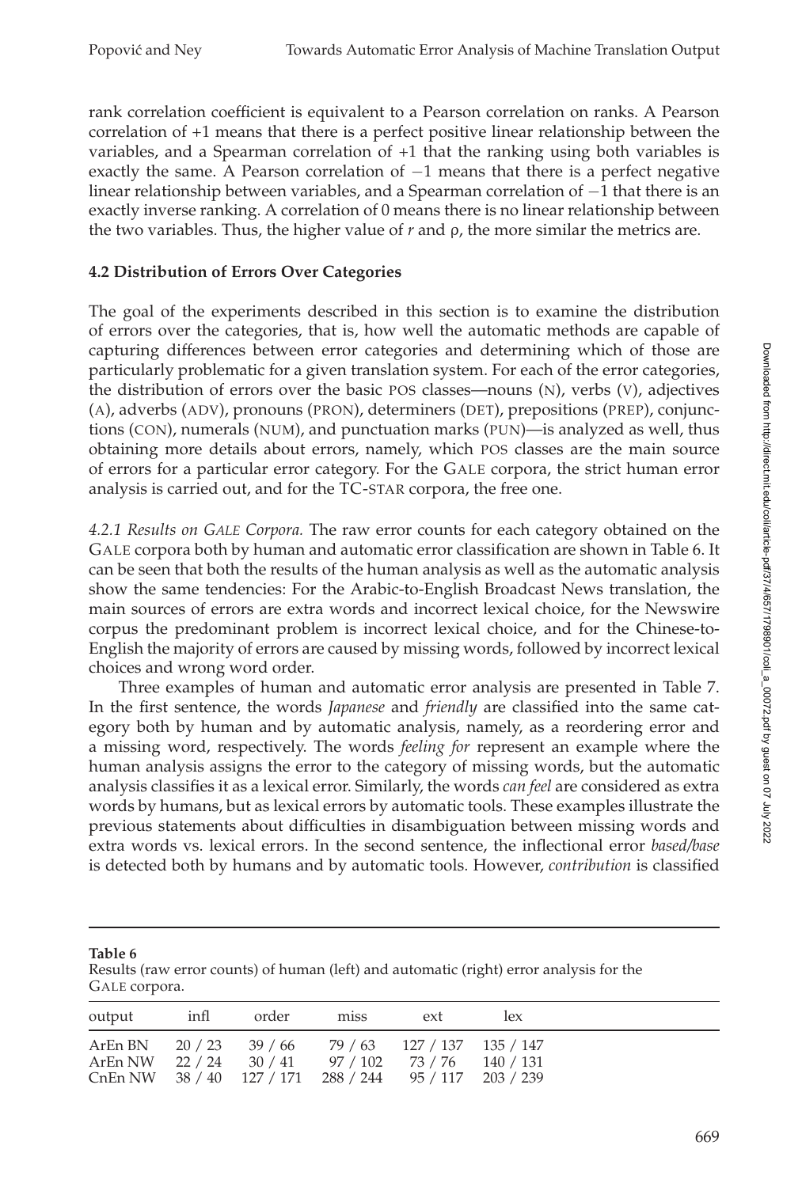rank correlation coefficient is equivalent to a Pearson correlation on ranks. A Pearson correlation of +1 means that there is a perfect positive linear relationship between the variables, and a Spearman correlation of +1 that the ranking using both variables is exactly the same. A Pearson correlation of −1 means that there is a perfect negative linear relationship between variables, and a Spearman correlation of −1 that there is an exactly inverse ranking. A correlation of 0 means there is no linear relationship between the two variables. Thus, the higher value of $r$ and $\rho$, the more similar the metrics are.

### 4.2 Distribution of Errors Over Categories

The goal of the experiments described in this section is to examine the distribution of errors over the categories, that is, how well the automatic methods are capable of capturing differences between error categories and determining which of those are particularly problematic for a given translation system. For each of the error categories, the distribution of errors over the basic POS classes—nouns (N), verbs (V), adjectives (A), adverbs (ADV), pronouns (PRON), determiners (DET), prepositions (PREP), conjunctions (CON), numerals (NUM), and punctuation marks (PUN)—is analyzed as well, thus obtaining more details about errors, namely, which POS classes are the main source of errors for a particular error category. For the GALE corpora, the strict human error analysis is carried out, and for the TC-STAR corpora, the free one.

*4.2.1 Results on GALE Corpora.* The raw error counts for each category obtained on the GALE corpora both by human and automatic error classification are shown in Table 6. It can be seen that both the results of the human analysis as well as the automatic analysis show the same tendencies: For the Arabic-to-English Broadcast News translation, the main sources of errors are extra words and incorrect lexical choice, for the Newswire corpus the predominant problem is incorrect lexical choice, and for the Chinese-to-English the majority of errors are caused by missing words, followed by incorrect lexical choices and wrong word order.

Three examples of human and automatic error analysis are presented in Table 7. In the first sentence, the words *Japanese* and *friendly* are classified into the same category both by human and by automatic analysis, namely, as a reordering error and a missing word, respectively. The words *feeling for* represent an example where the human analysis assigns the error to the category of missing words, but the automatic analysis classifies it as a lexical error. Similarly, the words *can feel* are considered as extra words by humans, but as lexical errors by automatic tools. These examples illustrate the previous statements about difficulties in disambiguation between missing words and extra words vs. lexical errors. In the second sentence, the inflectional error *based/base* is detected both by humans and by automatic tools. However, *contribution* is classified

**Table 6**
Results (raw error counts) of human (left) and automatic (right) error analysis for the GALE corpora.

| output | infl | order | miss | ext | lex |
|---|---|---|---|---|---|
| ArEn BN | 20 / 23 | 39 / 66 | 79 / 63 | 127 / 137 | 135 / 147 |
| ArEn NW | 22 / 24 | 30 / 41 | 97 / 102 | 73 / 76 | 140 / 131 |
| CnEn NW | 38 / 40 | 127 / 171 | 288 / 244 | 95 / 117 | 203 / 239 |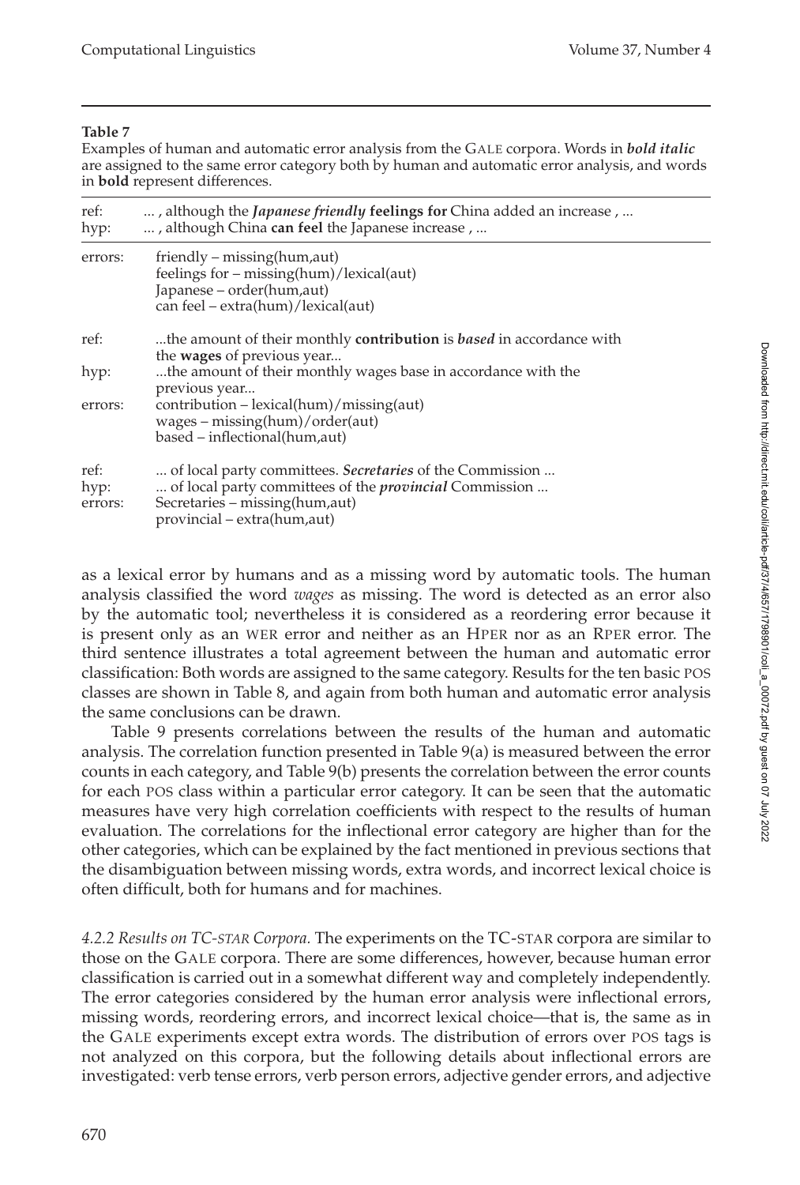**Table 7**

Examples of human and automatic error analysis from the GALE corpora. Words in ***bold italic*** are assigned to the same error category both by human and automatic error analysis, and words in **bold** represent differences.

| | |
|---|---|
| ref: | ... , although the ***Japanese friendly*** **feelings for** China added an increase , ... |
| hyp: | ... , although China **can feel** the Japanese increase , ... |
| errors: | friendly – missing(hum,aut)<br>feelings for – missing(hum)/lexical(aut)<br>Japanese – order(hum,aut)<br>can feel – extra(hum)/lexical(aut) |
| ref: | ...the amount of their monthly **contribution** is ***based*** in accordance with the **wages** of previous year... |
| hyp: | ...the amount of their monthly wages base in accordance with the previous year... |
| errors: | contribution – lexical(hum)/missing(aut)<br>wages – missing(hum)/order(aut)<br>based – inflectional(hum,aut) |
| ref: | ... of local party committees. ***Secretaries*** of the Commission ... |
| hyp: | ... of local party committees of the ***provincial*** Commission ... |
| errors: | Secretaries – missing(hum,aut)<br>provincial – extra(hum,aut) |

as a lexical error by humans and as a missing word by automatic tools. The human analysis classified the word *wages* as missing. The word is detected as an error also by the automatic tool; nevertheless it is considered as a reordering error because it is present only as an WER error and neither as an HPER nor as an RPER error. The third sentence illustrates a total agreement between the human and automatic error classification: Both words are assigned to the same category. Results for the ten basic POS classes are shown in Table 8, and again from both human and automatic error analysis the same conclusions can be drawn.

Table 9 presents correlations between the results of the human and automatic analysis. The correlation function presented in Table 9(a) is measured between the error counts in each category, and Table 9(b) presents the correlation between the error counts for each POS class within a particular error category. It can be seen that the automatic measures have very high correlation coefficients with respect to the results of human evaluation. The correlations for the inflectional error category are higher than for the other categories, which can be explained by the fact mentioned in previous sections that the disambiguation between missing words, extra words, and incorrect lexical choice is often difficult, both for humans and for machines.

*4.2.2 Results on TC-STAR Corpora.* The experiments on the TC-STAR corpora are similar to those on the GALE corpora. There are some differences, however, because human error classification is carried out in a somewhat different way and completely independently. The error categories considered by the human error analysis were inflectional errors, missing words, reordering errors, and incorrect lexical choice—that is, the same as in the GALE experiments except extra words. The distribution of errors over POS tags is not analyzed on this corpora, but the following details about inflectional errors are investigated: verb tense errors, verb person errors, adjective gender errors, and adjective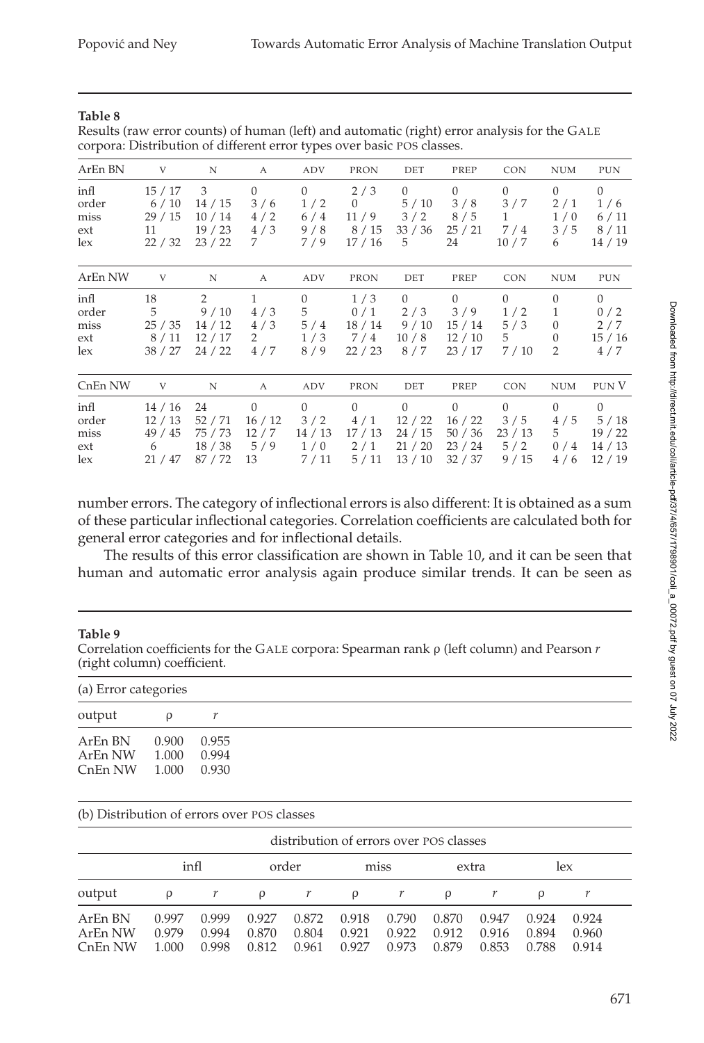**Table 8**
Results (raw error counts) of human (left) and automatic (right) error analysis for the GALE corpora: Distribution of different error types over basic POS classes.

| ArEn BN | V | N | A | ADV | PRON | DET | PREP | CON | NUM | PUN |
|---|---|---|---|---|---|---|---|---|---|---|
| infl | 15 / 17 | 3 | 0 | 0 | 2 / 3 | 0 | 0 | 0 | 0 | 0 |
| order | 6 / 10 | 14 / 15 | 3 / 6 | 1 / 2 | 0 | 5 / 10 | 3 / 8 | 3 / 7 | 2 / 1 | 1 / 6 |
| miss | 29 / 15 | 10 / 14 | 4 / 2 | 6 / 4 | 11 / 9 | 3 / 2 | 8 / 5 | 1 | 1 / 0 | 6 / 11 |
| ext | 11 | 19 / 23 | 4 / 3 | 9 / 8 | 8 / 15 | 33 / 36 | 25 / 21 | 7 / 4 | 3 / 5 | 8 / 11 |
| lex | 22 / 32 | 23 / 22 | 7 | 7 / 9 | 17 / 16 | 5 | 24 | 10 / 7 | 6 | 14 / 19 |

| ArEn NW | V | N | A | ADV | PRON | DET | PREP | CON | NUM | PUN |
|---|---|---|---|---|---|---|---|---|---|---|
| infl | 18 | 2 | 1 | 0 | 1 / 3 | 0 | 0 | 0 | 0 | 0 |
| order | 5 | 9 / 10 | 4 / 3 | 5 | 0 / 1 | 2 / 3 | 3 / 9 | 1 / 2 | 1 | 0 / 2 |
| miss | 25 / 35 | 14 / 12 | 4 / 3 | 5 / 4 | 18 / 14 | 9 / 10 | 15 / 14 | 5 / 3 | 0 | 2 / 7 |
| ext | 8 / 11 | 12 / 17 | 2 | 1 / 3 | 7 / 4 | 10 / 8 | 12 / 10 | 5 | 0 | 15 / 16 |
| lex | 38 / 27 | 24 / 22 | 4 / 7 | 8 / 9 | 22 / 23 | 8 / 7 | 23 / 17 | 7 / 10 | 2 | 4 / 7 |

| CnEn NW | V | N | A | ADV | PRON | DET | PREP | CON | NUM | PUN V |
|---|---|---|---|---|---|---|---|---|---|---|
| infl | 14 / 16 | 24 | 0 | 0 | 0 | 0 | 0 | 0 | 0 | 0 |
| order | 12 / 13 | 52 / 71 | 16 / 12 | 3 / 2 | 4 / 1 | 12 / 22 | 16 / 22 | 3 / 5 | 4 / 5 | 5 / 18 |
| miss | 49 / 45 | 75 / 73 | 12 / 7 | 14 / 13 | 17 / 13 | 24 / 15 | 50 / 36 | 23 / 13 | 5 | 19 / 22 |
| ext | 6 | 18 / 38 | 5 / 9 | 1 / 0 | 2 / 1 | 21 / 20 | 23 / 24 | 5 / 2 | 0 / 4 | 14 / 13 |
| lex | 21 / 47 | 87 / 72 | 13 | 7 / 11 | 5 / 11 | 13 / 10 | 32 / 37 | 9 / 15 | 4 / 6 | 12 / 19 |

number errors. The category of inflectional errors is also different: It is obtained as a sum of these particular inflectional categories. Correlation coefficients are calculated both for general error categories and for inflectional details.

The results of this error classification are shown in Table 10, and it can be seen that human and automatic error analysis again produce similar trends. It can be seen as

**Table 9**
Correlation coefficients for the GALE corpora: Spearman rank ρ (left column) and Pearson $r$ (right column) coefficient.

(a) Error categories

| output | ρ | $r$ |
|---|---|---|
| ArEn BN | 0.900 | 0.955 |
| ArEn NW | 1.000 | 0.994 |
| CnEn NW | 1.000 | 0.930 |

(b) Distribution of errors over POS classes

| | distribution of errors over POS classes | | | | | | | | | |
|---|---|---|---|---|---|---|---|---|---|---|
| | infl | | order | | miss | | extra | | lex | |
| output | ρ | $r$ | ρ | $r$ | ρ | $r$ | ρ | $r$ | ρ | $r$ |
| ArEn BN | 0.997 | 0.999 | 0.927 | 0.872 | 0.918 | 0.790 | 0.870 | 0.947 | 0.924 | 0.924 |
| ArEn NW | 0.979 | 0.994 | 0.870 | 0.804 | 0.921 | 0.922 | 0.912 | 0.916 | 0.894 | 0.960 |
| CnEn NW | 1.000 | 0.998 | 0.812 | 0.961 | 0.927 | 0.973 | 0.879 | 0.853 | 0.788 | 0.914 |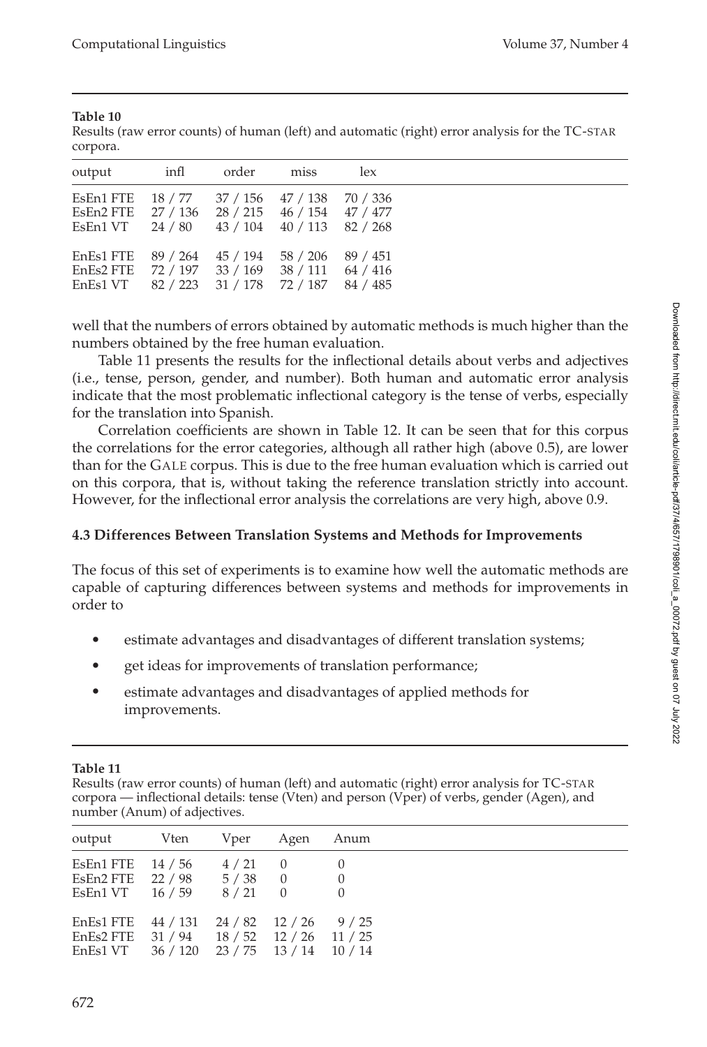**Table 10**
Results (raw error counts) of human (left) and automatic (right) error analysis for the TC-STAR corpora.

| output | infl | order | miss | lex |
|---|---|---|---|---|
| EsEn1 FTE | 18 / 77 | 37 / 156 | 47 / 138 | 70 / 336 |
| EsEn2 FTE | 27 / 136 | 28 / 215 | 46 / 154 | 47 / 477 |
| EsEn1 VT | 24 / 80 | 43 / 104 | 40 / 113 | 82 / 268 |
| EnEs1 FTE | 89 / 264 | 45 / 194 | 58 / 206 | 89 / 451 |
| EnEs2 FTE | 72 / 197 | 33 / 169 | 38 / 111 | 64 / 416 |
| EnEs1 VT | 82 / 223 | 31 / 178 | 72 / 187 | 84 / 485 |

well that the numbers of errors obtained by automatic methods is much higher than the numbers obtained by the free human evaluation.

Table 11 presents the results for the inflectional details about verbs and adjectives (i.e., tense, person, gender, and number). Both human and automatic error analysis indicate that the most problematic inflectional category is the tense of verbs, especially for the translation into Spanish.

Correlation coefficients are shown in Table 12. It can be seen that for this corpus the correlations for the error categories, although all rather high (above 0.5), are lower than for the GALE corpus. This is due to the free human evaluation which is carried out on this corpora, that is, without taking the reference translation strictly into account. However, for the inflectional error analysis the correlations are very high, above 0.9.

### 4.3 Differences Between Translation Systems and Methods for Improvements

The focus of this set of experiments is to examine how well the automatic methods are capable of capturing differences between systems and methods for improvements in order to

- estimate advantages and disadvantages of different translation systems;
- get ideas for improvements of translation performance;
- estimate advantages and disadvantages of applied methods for improvements.

**Table 11**
Results (raw error counts) of human (left) and automatic (right) error analysis for TC-STAR corpora — inflectional details: tense (Vten) and person (Vper) of verbs, gender (Agen), and number (Anum) of adjectives.

| output | Vten | Vper | Agen | Anum |
|---|---|---|---|---|
| EsEn1 FTE | 14 / 56 | 4 / 21 | 0 | 0 |
| EsEn2 FTE | 22 / 98 | 5 / 38 | 0 | 0 |
| EsEn1 VT | 16 / 59 | 8 / 21 | 0 | 0 |
| EnEs1 FTE | 44 / 131 | 24 / 82 | 12 / 26 | 9 / 25 |
| EnEs2 FTE | 31 / 94 | 18 / 52 | 12 / 26 | 11 / 25 |
| EnEs1 VT | 36 / 120 | 23 / 75 | 13 / 14 | 10 / 14 |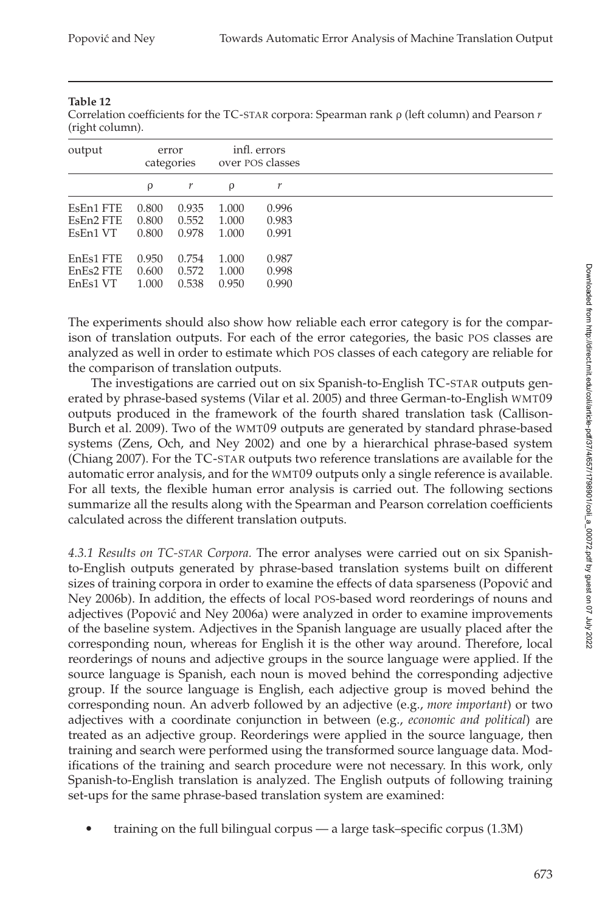**Table 12**
Correlation coefficients for the TC-STAR corpora: Spearman rank ρ (left column) and Pearson $r$ (right column).

| output | error categories | | infl. errors over POS classes | |
|---|---|---|---|---|
| | ρ | $r$ | ρ | $r$ |
| EsEn1 FTE | 0.800 | 0.935 | 1.000 | 0.996 |
| EsEn2 FTE | 0.800 | 0.552 | 1.000 | 0.983 |
| EsEn1 VT | 0.800 | 0.978 | 1.000 | 0.991 |
| EnEs1 FTE | 0.950 | 0.754 | 1.000 | 0.987 |
| EnEs2 FTE | 0.600 | 0.572 | 1.000 | 0.998 |
| EnEs1 VT | 1.000 | 0.538 | 0.950 | 0.990 |

The experiments should also show how reliable each error category is for the comparison of translation outputs. For each of the error categories, the basic POS classes are analyzed as well in order to estimate which POS classes of each category are reliable for the comparison of translation outputs.

The investigations are carried out on six Spanish-to-English TC-STAR outputs generated by phrase-based systems (Vilar et al. 2005) and three German-to-English WMT09 outputs produced in the framework of the fourth shared translation task (Callison-Burch et al. 2009). Two of the WMT09 outputs are generated by standard phrase-based systems (Zens, Och, and Ney 2002) and one by a hierarchical phrase-based system (Chiang 2007). For the TC-STAR outputs two reference translations are available for the automatic error analysis, and for the WMT09 outputs only a single reference is available. For all texts, the flexible human error analysis is carried out. The following sections summarize all the results along with the Spearman and Pearson correlation coefficients calculated across the different translation outputs.

*4.3.1 Results on TC-STAR Corpora.* The error analyses were carried out on six Spanish-to-English outputs generated by phrase-based translation systems built on different sizes of training corpora in order to examine the effects of data sparseness (Popović and Ney 2006b). In addition, the effects of local POS-based word reorderings of nouns and adjectives (Popović and Ney 2006a) were analyzed in order to examine improvements of the baseline system. Adjectives in the Spanish language are usually placed after the corresponding noun, whereas for English it is the other way around. Therefore, local reorderings of nouns and adjective groups in the source language were applied. If the source language is Spanish, each noun is moved behind the corresponding adjective group. If the source language is English, each adjective group is moved behind the corresponding noun. An adverb followed by an adjective (e.g., *more important*) or two adjectives with a coordinate conjunction in between (e.g., *economic and political*) are treated as an adjective group. Reorderings were applied in the source language, then training and search were performed using the transformed source language data. Modifications of the training and search procedure were not necessary. In this work, only Spanish-to-English translation is analyzed. The English outputs of following training set-ups for the same phrase-based translation system are examined:

- training on the full bilingual corpus — a large task–specific corpus (1.3M)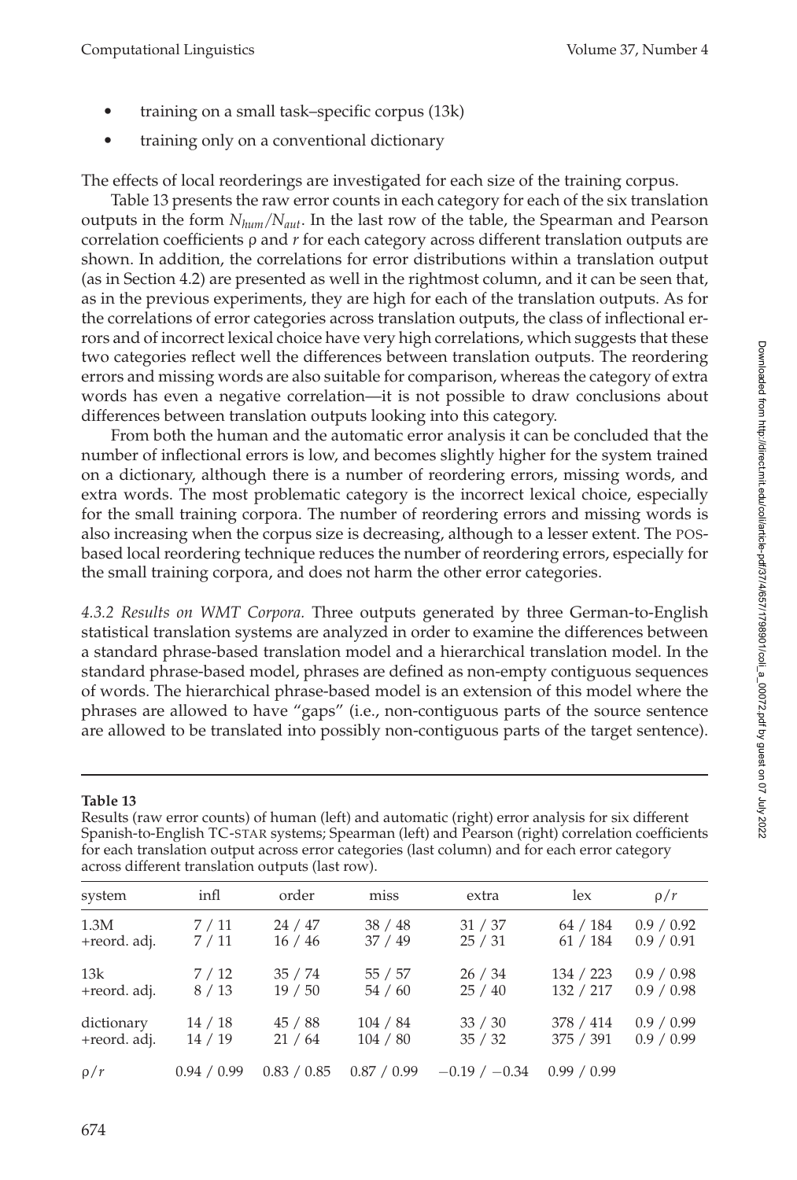- training on a small task–specific corpus (13k)
- training only on a conventional dictionary

The effects of local reorderings are investigated for each size of the training corpus.

Table 13 presents the raw error counts in each category for each of the six translation outputs in the form $N_{hum}/N_{aut}$. In the last row of the table, the Spearman and Pearson correlation coefficients ρ and $r$ for each category across different translation outputs are shown. In addition, the correlations for error distributions within a translation output (as in Section 4.2) are presented as well in the rightmost column, and it can be seen that, as in the previous experiments, they are high for each of the translation outputs. As for the correlations of error categories across translation outputs, the class of inflectional errors and of incorrect lexical choice have very high correlations, which suggests that these two categories reflect well the differences between translation outputs. The reordering errors and missing words are also suitable for comparison, whereas the category of extra words has even a negative correlation—it is not possible to draw conclusions about differences between translation outputs looking into this category.

From both the human and the automatic error analysis it can be concluded that the number of inflectional errors is low, and becomes slightly higher for the system trained on a dictionary, although there is a number of reordering errors, missing words, and extra words. The most problematic category is the incorrect lexical choice, especially for the small training corpora. The number of reordering errors and missing words is also increasing when the corpus size is decreasing, although to a lesser extent. The POS-based local reordering technique reduces the number of reordering errors, especially for the small training corpora, and does not harm the other error categories.

*4.3.2 Results on WMT Corpora.* Three outputs generated by three German-to-English statistical translation systems are analyzed in order to examine the differences between a standard phrase-based translation model and a hierarchical translation model. In the standard phrase-based model, phrases are defined as non-empty contiguous sequences of words. The hierarchical phrase-based model is an extension of this model where the phrases are allowed to have "gaps" (i.e., non-contiguous parts of the source sentence are allowed to be translated into possibly non-contiguous parts of the target sentence).

**Table 13**
Results (raw error counts) of human (left) and automatic (right) error analysis for six different Spanish-to-English TC-STAR systems; Spearman (left) and Pearson (right) correlation coefficients for each translation output across error categories (last column) and for each error category across different translation outputs (last row).

| system | infl | order | miss | extra | lex | $\rho/r$ |
|---|---|---|---|---|---|---|
| 1.3M | 7 / 11 | 24 / 47 | 38 / 48 | 31 / 37 | 64 / 184 | 0.9 / 0.92 |
| +reord. adj. | 7 / 11 | 16 / 46 | 37 / 49 | 25 / 31 | 61 / 184 | 0.9 / 0.91 |
| 13k | 7 / 12 | 35 / 74 | 55 / 57 | 26 / 34 | 134 / 223 | 0.9 / 0.98 |
| +reord. adj. | 8 / 13 | 19 / 50 | 54 / 60 | 25 / 40 | 132 / 217 | 0.9 / 0.98 |
| dictionary | 14 / 18 | 45 / 88 | 104 / 84 | 33 / 30 | 378 / 414 | 0.9 / 0.99 |
| +reord. adj. | 14 / 19 | 21 / 64 | 104 / 80 | 35 / 32 | 375 / 391 | 0.9 / 0.99 |
| $\rho/r$ | 0.94 / 0.99 | 0.83 / 0.85 | 0.87 / 0.99 | −0.19 / −0.34 | 0.99 / 0.99 | |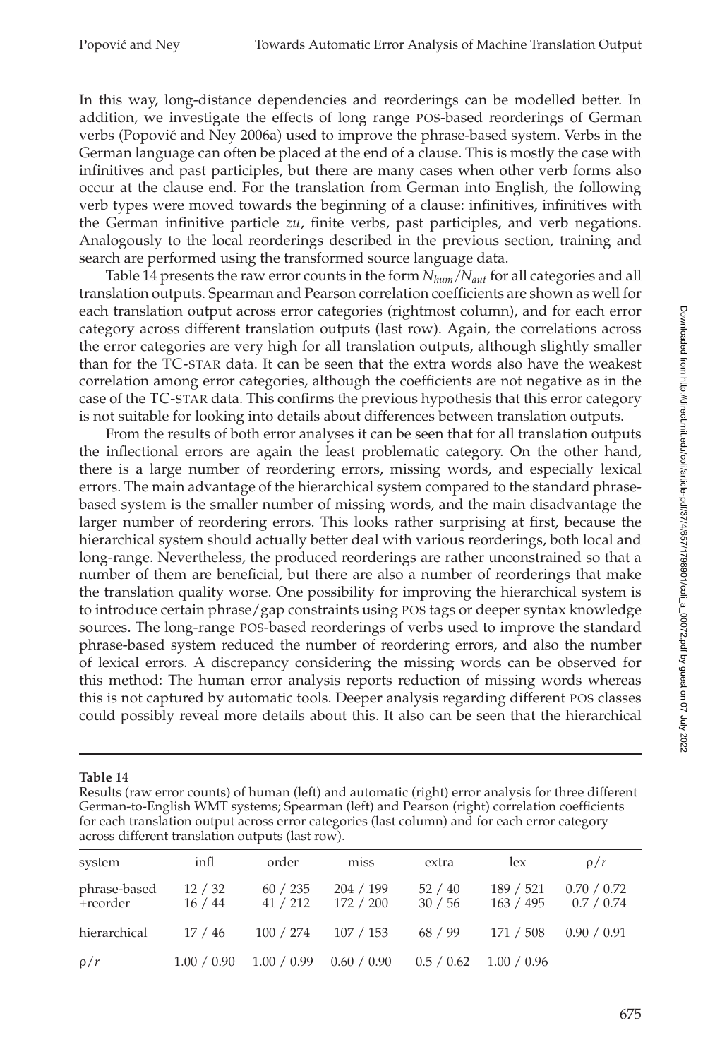In this way, long-distance dependencies and reorderings can be modelled better. In addition, we investigate the effects of long range POS-based reorderings of German verbs (Popović and Ney 2006a) used to improve the phrase-based system. Verbs in the German language can often be placed at the end of a clause. This is mostly the case with infinitives and past participles, but there are many cases when other verb forms also occur at the clause end. For the translation from German into English, the following verb types were moved towards the beginning of a clause: infinitives, infinitives with the German infinitive particle *zu*, finite verbs, past participles, and verb negations. Analogously to the local reorderings described in the previous section, training and search are performed using the transformed source language data.

Table 14 presents the raw error counts in the form $N_{hum}/N_{aut}$ for all categories and all translation outputs. Spearman and Pearson correlation coefficients are shown as well for each translation output across error categories (rightmost column), and for each error category across different translation outputs (last row). Again, the correlations across the error categories are very high for all translation outputs, although slightly smaller than for the TC-STAR data. It can be seen that the extra words also have the weakest correlation among error categories, although the coefficients are not negative as in the case of the TC-STAR data. This confirms the previous hypothesis that this error category is not suitable for looking into details about differences between translation outputs.

From the results of both error analyses it can be seen that for all translation outputs the inflectional errors are again the least problematic category. On the other hand, there is a large number of reordering errors, missing words, and especially lexical errors. The main advantage of the hierarchical system compared to the standard phrase-based system is the smaller number of missing words, and the main disadvantage the larger number of reordering errors. This looks rather surprising at first, because the hierarchical system should actually better deal with various reorderings, both local and long-range. Nevertheless, the produced reorderings are rather unconstrained so that a number of them are beneficial, but there are also a number of reorderings that make the translation quality worse. One possibility for improving the hierarchical system is to introduce certain phrase/gap constraints using POS tags or deeper syntax knowledge sources. The long-range POS-based reorderings of verbs used to improve the standard phrase-based system reduced the number of reordering errors, and also the number of lexical errors. A discrepancy considering the missing words can be observed for this method: The human error analysis reports reduction of missing words whereas this is not captured by automatic tools. Deeper analysis regarding different POS classes could possibly reveal more details about this. It also can be seen that the hierarchical

**Table 14**
Results (raw error counts) of human (left) and automatic (right) error analysis for three different German-to-English WMT systems; Spearman (left) and Pearson (right) correlation coefficients for each translation output across error categories (last column) and for each error category across different translation outputs (last row).

| system | infl | order | miss | extra | lex | $\rho/r$ |
|---|---|---|---|---|---|---|
| phrase-based | 12 / 32 | 60 / 235 | 204 / 199 | 52 / 40 | 189 / 521 | 0.70 / 0.72 |
| +reorder | 16 / 44 | 41 / 212 | 172 / 200 | 30 / 56 | 163 / 495 | 0.7 / 0.74 |
| hierarchical | 17 / 46 | 100 / 274 | 107 / 153 | 68 / 99 | 171 / 508 | 0.90 / 0.91 |
| $\rho/r$ | 1.00 / 0.90 | 1.00 / 0.99 | 0.60 / 0.90 | 0.5 / 0.62 | 1.00 / 0.96 | |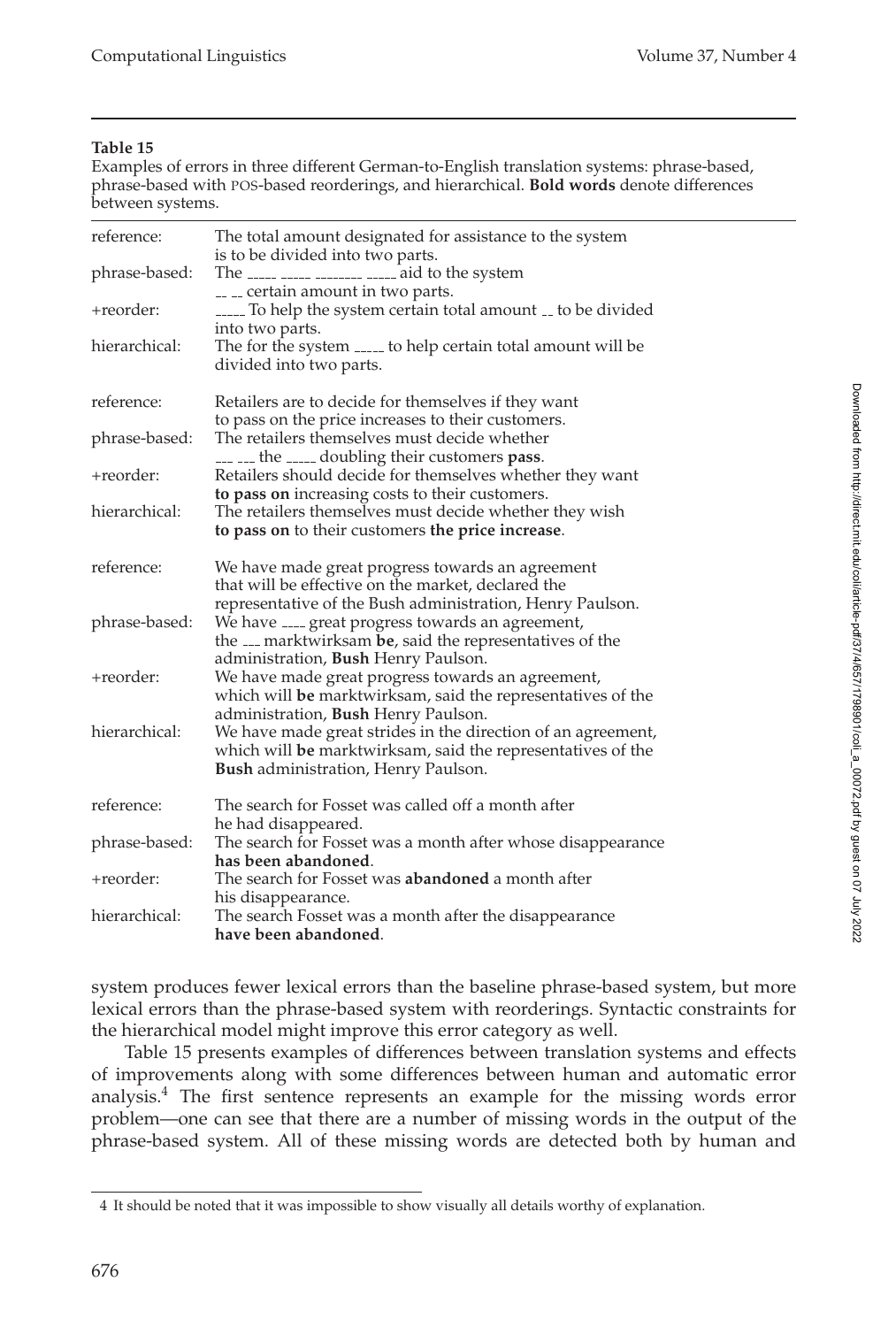**Table 15**
Examples of errors in three different German-to-English translation systems: phrase-based, phrase-based with POS-based reorderings, and hierarchical. **Bold words** denote differences between systems.

| | |
|---|---|
| reference: | The total amount designated for assistance to the system is to be divided into two parts. |
| phrase-based: | The _____ _____ ________ _____ aid to the system __ __ certain amount in two parts. |
| +reorder: | _____ To help the system certain total amount __ to be divided into two parts. |
| hierarchical: | The for the system _____ to help certain total amount will be divided into two parts. |
| reference: | Retailers are to decide for themselves if they want to pass on the price increases to their customers. |
| phrase-based: | The retailers themselves must decide whether ___ ___ the _____ doubling their customers **pass**. |
| +reorder: | Retailers should decide for themselves whether they want **to pass on** increasing costs to their customers. |
| hierarchical: | The retailers themselves must decide whether they wish **to pass on** to their customers **the price increase**. |
| reference: | We have made great progress towards an agreement that will be effective on the market, declared the representative of the Bush administration, Henry Paulson. |
| phrase-based: | We have ____ great progress towards an agreement, the ___ marktwirksam **be**, said the representatives of the administration, **Bush** Henry Paulson. |
| +reorder: | We have made great progress towards an agreement, which will **be** marktwirksam, said the representatives of the administration, **Bush** Henry Paulson. |
| hierarchical: | We have made great strides in the direction of an agreement, which will **be** marktwirksam, said the representatives of the **Bush** administration, Henry Paulson. |
| reference: | The search for Fosset was called off a month after he had disappeared. |
| phrase-based: | The search for Fosset was a month after whose disappearance **has been abandoned**. |
| +reorder: | The search for Fosset was **abandoned** a month after his disappearance. |
| hierarchical: | The search Fosset was a month after the disappearance **have been abandoned**. |

system produces fewer lexical errors than the baseline phrase-based system, but more lexical errors than the phrase-based system with reorderings. Syntactic constraints for the hierarchical model might improve this error category as well.

Table 15 presents examples of differences between translation systems and effects of improvements along with some differences between human and automatic error analysis.[4] The first sentence represents an example for the missing words error problem—one can see that there are a number of missing words in the output of the phrase-based system. All of these missing words are detected both by human and

[4] It should be noted that it was impossible to show visually all details worthy of explanation.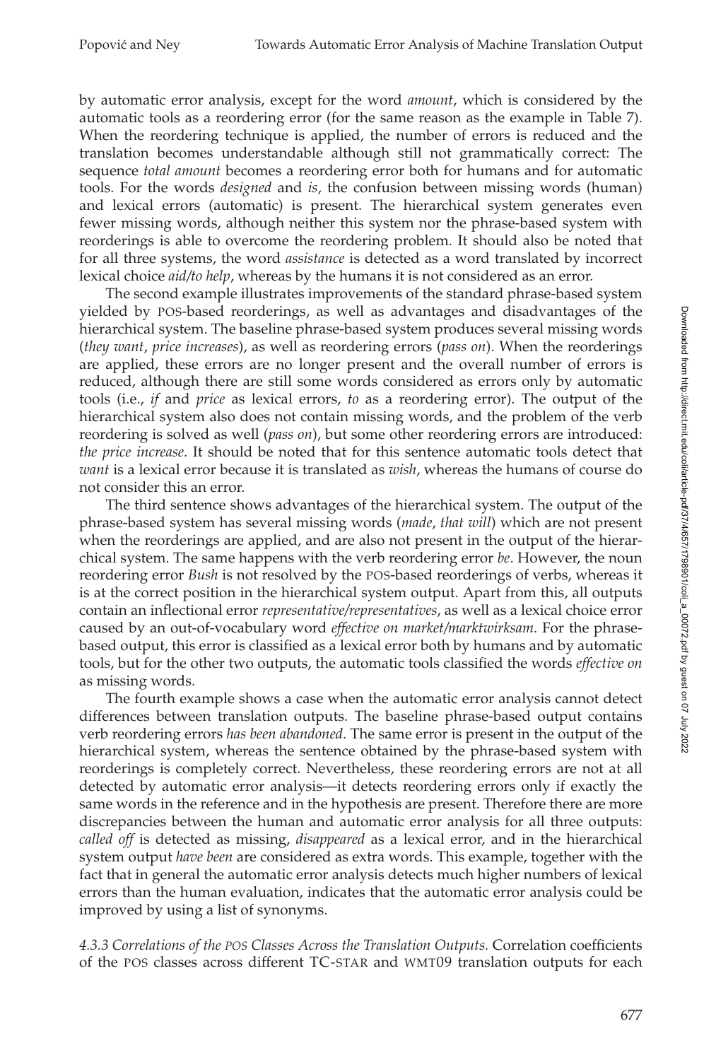by automatic error analysis, except for the word *amount*, which is considered by the automatic tools as a reordering error (for the same reason as the example in Table 7). When the reordering technique is applied, the number of errors is reduced and the translation becomes understandable although still not grammatically correct: The sequence *total amount* becomes a reordering error both for humans and for automatic tools. For the words *designed* and *is*, the confusion between missing words (human) and lexical errors (automatic) is present. The hierarchical system generates even fewer missing words, although neither this system nor the phrase-based system with reorderings is able to overcome the reordering problem. It should also be noted that for all three systems, the word *assistance* is detected as a word translated by incorrect lexical choice *aid/to help*, whereas by the humans it is not considered as an error.

The second example illustrates improvements of the standard phrase-based system yielded by POS-based reorderings, as well as advantages and disadvantages of the hierarchical system. The baseline phrase-based system produces several missing words (*they want*, *price increases*), as well as reordering errors (*pass on*). When the reorderings are applied, these errors are no longer present and the overall number of errors is reduced, although there are still some words considered as errors only by automatic tools (i.e., *if* and *price* as lexical errors, *to* as a reordering error). The output of the hierarchical system also does not contain missing words, and the problem of the verb reordering is solved as well (*pass on*), but some other reordering errors are introduced: *the price increase*. It should be noted that for this sentence automatic tools detect that *want* is a lexical error because it is translated as *wish*, whereas the humans of course do not consider this an error.

The third sentence shows advantages of the hierarchical system. The output of the phrase-based system has several missing words (*made*, *that will*) which are not present when the reorderings are applied, and are also not present in the output of the hierarchical system. The same happens with the verb reordering error *be*. However, the noun reordering error *Bush* is not resolved by the POS-based reorderings of verbs, whereas it is at the correct position in the hierarchical system output. Apart from this, all outputs contain an inflectional error *representative/representatives*, as well as a lexical choice error caused by an out-of-vocabulary word *effective on market/marktwirksam*. For the phrase-based output, this error is classified as a lexical error both by humans and by automatic tools, but for the other two outputs, the automatic tools classified the words *effective on* as missing words.

The fourth example shows a case when the automatic error analysis cannot detect differences between translation outputs. The baseline phrase-based output contains verb reordering errors *has been abandoned*. The same error is present in the output of the hierarchical system, whereas the sentence obtained by the phrase-based system with reorderings is completely correct. Nevertheless, these reordering errors are not at all detected by automatic error analysis—it detects reordering errors only if exactly the same words in the reference and in the hypothesis are present. Therefore there are more discrepancies between the human and automatic error analysis for all three outputs: *called off* is detected as missing, *disappeared* as a lexical error, and in the hierarchical system output *have been* are considered as extra words. This example, together with the fact that in general the automatic error analysis detects much higher numbers of lexical errors than the human evaluation, indicates that the automatic error analysis could be improved by using a list of synonyms.

*4.3.3 Correlations of the POS Classes Across the Translation Outputs.* Correlation coefficients of the POS classes across different TC-STAR and WMT09 translation outputs for each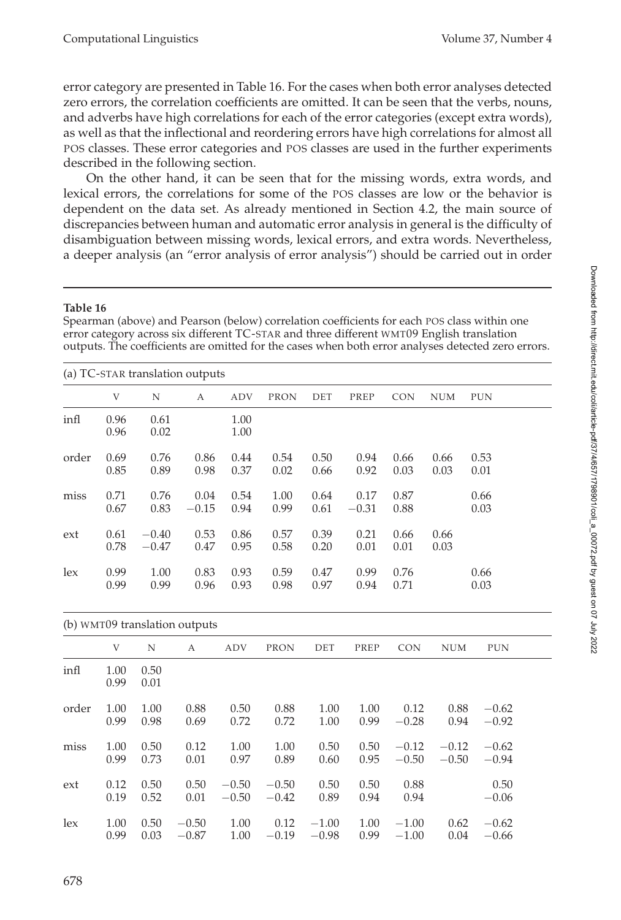error category are presented in Table 16. For the cases when both error analyses detected zero errors, the correlation coefficients are omitted. It can be seen that the verbs, nouns, and adverbs have high correlations for each of the error categories (except extra words), as well as that the inflectional and reordering errors have high correlations for almost all POS classes. These error categories and POS classes are used in the further experiments described in the following section.

On the other hand, it can be seen that for the missing words, extra words, and lexical errors, the correlations for some of the POS classes are low or the behavior is dependent on the data set. As already mentioned in Section 4.2, the main source of discrepancies between human and automatic error analysis in general is the difficulty of disambiguation between missing words, lexical errors, and extra words. Nevertheless, a deeper analysis (an "error analysis of error analysis") should be carried out in order

**Table 16**

Spearman (above) and Pearson (below) correlation coefficients for each POS class within one error category across six different TC-STAR and three different WMT09 English translation outputs. The coefficients are omitted for the cases when both error analyses detected zero errors.

(a) TC-STAR translation outputs

| | V | N | A | ADV | PRON | DET | PREP | CON | NUM | PUN |
|---|---|---|---|---|---|---|---|---|---|---|
| infl | 0.96 | 0.61 | | 1.00 | | | | | | |
| | 0.96 | 0.02 | | 1.00 | | | | | | |
| order | 0.69 | 0.76 | 0.86 | 0.44 | 0.54 | 0.50 | 0.94 | 0.66 | 0.66 | 0.53 |
| | 0.85 | 0.89 | 0.98 | 0.37 | 0.02 | 0.66 | 0.92 | 0.03 | 0.03 | 0.01 |
| miss | 0.71 | 0.76 | 0.04 | 0.54 | 1.00 | 0.64 | 0.17 | 0.87 | | 0.66 |
| | 0.67 | 0.83 | −0.15 | 0.94 | 0.99 | 0.61 | −0.31 | 0.88 | | 0.03 |
| ext | 0.61 | −0.40 | 0.53 | 0.86 | 0.57 | 0.39 | 0.21 | 0.66 | 0.66 | |
| | 0.78 | −0.47 | 0.47 | 0.95 | 0.58 | 0.20 | 0.01 | 0.01 | 0.03 | |
| lex | 0.99 | 1.00 | 0.83 | 0.93 | 0.59 | 0.47 | 0.99 | 0.76 | | 0.66 |
| | 0.99 | 0.99 | 0.96 | 0.93 | 0.98 | 0.97 | 0.94 | 0.71 | | 0.03 |

(b) WMT09 translation outputs

| | V | N | A | ADV | PRON | DET | PREP | CON | NUM | PUN |
|---|---|---|---|---|---|---|---|---|---|---|
| infl | 1.00 | 0.50 | | | | | | | | |
| | 0.99 | 0.01 | | | | | | | | |
| order | 1.00 | 1.00 | 0.88 | 0.50 | 0.88 | 1.00 | 1.00 | 0.12 | 0.88 | −0.62 |
| | 0.99 | 0.98 | 0.69 | 0.72 | 0.72 | 1.00 | 0.99 | −0.28 | 0.94 | −0.92 |
| miss | 1.00 | 0.50 | 0.12 | 1.00 | 1.00 | 0.50 | 0.50 | −0.12 | −0.12 | −0.62 |
| | 0.99 | 0.73 | 0.01 | 0.97 | 0.89 | 0.60 | 0.95 | −0.50 | −0.50 | −0.94 |
| ext | 0.12 | 0.50 | 0.50 | −0.50 | −0.50 | 0.50 | 0.50 | 0.88 | | 0.50 |
| | 0.19 | 0.52 | 0.01 | −0.50 | −0.42 | 0.89 | 0.94 | 0.94 | | −0.06 |
| lex | 1.00 | 0.50 | −0.50 | 1.00 | 0.12 | −1.00 | 1.00 | −1.00 | 0.62 | −0.62 |
| | 0.99 | 0.03 | −0.87 | 1.00 | −0.19 | −0.98 | 0.99 | −1.00 | 0.04 | −0.66 |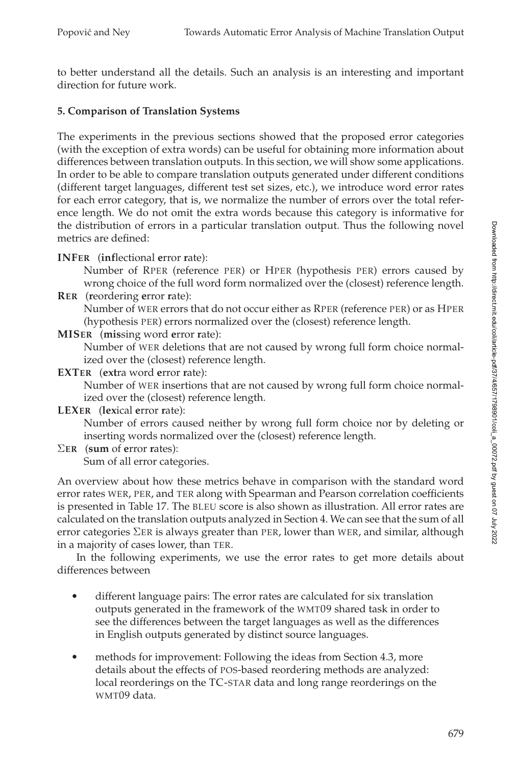to better understand all the details. Such an analysis is an interesting and important direction for future work.

## 5. Comparison of Translation Systems

The experiments in the previous sections showed that the proposed error categories (with the exception of extra words) can be useful for obtaining more information about differences between translation outputs. In this section, we will show some applications. In order to be able to compare translation outputs generated under different conditions (different target languages, different test set sizes, etc.), we introduce word error rates for each error category, that is, we normalize the number of errors over the total reference length. We do not omit the extra words because this category is informative for the distribution of errors in a particular translation output. Thus the following novel metrics are defined:

**INFER** (**inf**lectional **e**rror **r**ate):
Number of RPER (reference PER) or HPER (hypothesis PER) errors caused by wrong choice of the full word form normalized over the (closest) reference length.

**RER** (**r**eordering **e**rror **r**ate):
Number of WER errors that do not occur either as RPER (reference PER) or as HPER (hypothesis PER) errors normalized over the (closest) reference length.

**MISER** (**mis**sing word **e**rror **r**ate):
Number of WER deletions that are not caused by wrong full form choice normalized over the (closest) reference length.

**EXTER** (**ext**ra word **e**rror **r**ate):
Number of WER insertions that are not caused by wrong full form choice normalized over the (closest) reference length.

**LEXER** (**lex**ical **e**rror **r**ate):
Number of errors caused neither by wrong full form choice nor by deleting or inserting words normalized over the (closest) reference length.

**ΣER** (**sum** of **e**rror **r**ates):
Sum of all error categories.

An overview about how these metrics behave in comparison with the standard word error rates WER, PER, and TER along with Spearman and Pearson correlation coefficients is presented in Table 17. The BLEU score is also shown as illustration. All error rates are calculated on the translation outputs analyzed in Section 4. We can see that the sum of all error categories ΣER is always greater than PER, lower than WER, and similar, although in a majority of cases lower, than TER.

In the following experiments, we use the error rates to get more details about differences between

- different language pairs: The error rates are calculated for six translation outputs generated in the framework of the WMT09 shared task in order to see the differences between the target languages as well as the differences in English outputs generated by distinct source languages.
- methods for improvement: Following the ideas from Section 4.3, more details about the effects of POS-based reordering methods are analyzed: local reorderings on the TC-STAR data and long range reorderings on the WMT09 data.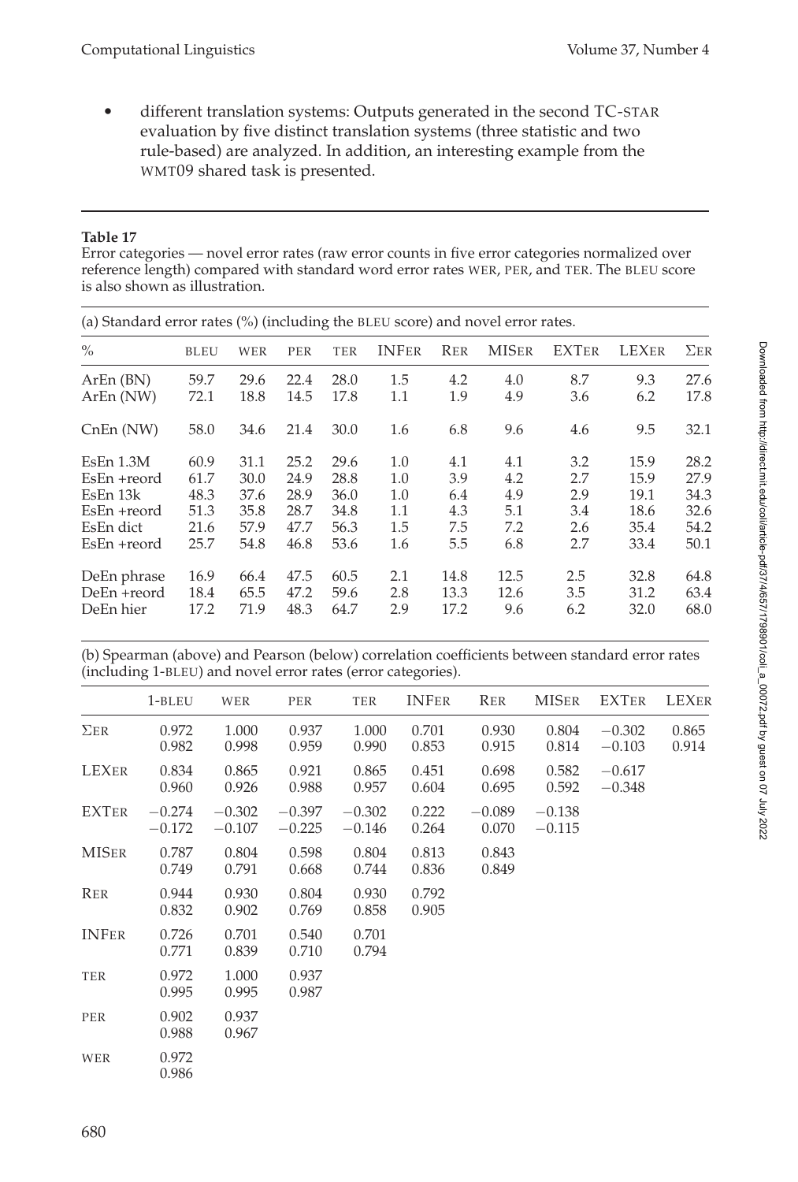- different translation systems: Outputs generated in the second TC-STAR evaluation by five distinct translation systems (three statistic and two rule-based) are analyzed. In addition, an interesting example from the WMT09 shared task is presented.

**Table 17**

Error categories — novel error rates (raw error counts in five error categories normalized over reference length) compared with standard word error rates WER, PER, and TER. The BLEU score is also shown as illustration.

(a) Standard error rates (%) (including the BLEU score) and novel error rates.

| % | BLEU | WER | PER | TER | INFER | RER | MISER | EXTER | LEXER | ΣER |
|---|---|---|---|---|---|---|---|---|---|---|
| ArEn (BN) | 59.7 | 29.6 | 22.4 | 28.0 | 1.5 | 4.2 | 4.0 | 8.7 | 9.3 | 27.6 |
| ArEn (NW) | 72.1 | 18.8 | 14.5 | 17.8 | 1.1 | 1.9 | 4.9 | 3.6 | 6.2 | 17.8 |
| CnEn (NW) | 58.0 | 34.6 | 21.4 | 30.0 | 1.6 | 6.8 | 9.6 | 4.6 | 9.5 | 32.1 |
| EsEn 1.3M | 60.9 | 31.1 | 25.2 | 29.6 | 1.0 | 4.1 | 4.1 | 3.2 | 15.9 | 28.2 |
| EsEn +reord | 61.7 | 30.0 | 24.9 | 28.8 | 1.0 | 3.9 | 4.2 | 2.7 | 15.9 | 27.9 |
| EsEn 13k | 48.3 | 37.6 | 28.9 | 36.0 | 1.0 | 6.4 | 4.9 | 2.9 | 19.1 | 34.3 |
| EsEn +reord | 51.3 | 35.8 | 28.7 | 34.8 | 1.1 | 4.3 | 5.1 | 3.4 | 18.6 | 32.6 |
| EsEn dict | 21.6 | 57.9 | 47.7 | 56.3 | 1.5 | 7.5 | 7.2 | 2.6 | 35.4 | 54.2 |
| EsEn +reord | 25.7 | 54.8 | 46.8 | 53.6 | 1.6 | 5.5 | 6.8 | 2.7 | 33.4 | 50.1 |
| DeEn phrase | 16.9 | 66.4 | 47.5 | 60.5 | 2.1 | 14.8 | 12.5 | 2.5 | 32.8 | 64.8 |
| DeEn +reord | 18.4 | 65.5 | 47.2 | 59.6 | 2.8 | 13.3 | 12.6 | 3.5 | 31.2 | 63.4 |
| DeEn hier | 17.2 | 71.9 | 48.3 | 64.7 | 2.9 | 17.2 | 9.6 | 6.2 | 32.0 | 68.0 |

(b) Spearman (above) and Pearson (below) correlation coefficients between standard error rates (including 1-BLEU) and novel error rates (error categories).

| | 1-BLEU | WER | PER | TER | INFER | RER | MISER | EXTER | LEXER |
|---|---|---|---|---|---|---|---|---|---|
| ΣER | 0.972<br>0.982 | 1.000<br>0.998 | 0.937<br>0.959 | 1.000<br>0.990 | 0.701<br>0.853 | 0.930<br>0.915 | 0.804<br>0.814 | −0.302<br>−0.103 | 0.865<br>0.914 |
| LEXER | 0.834<br>0.960 | 0.865<br>0.926 | 0.921<br>0.988 | 0.865<br>0.957 | 0.451<br>0.604 | 0.698<br>0.695 | 0.582<br>0.592 | −0.617<br>−0.348 | |
| EXTER | −0.274<br>−0.172 | −0.302<br>−0.107 | −0.397<br>−0.225 | −0.302<br>−0.146 | 0.222<br>0.264 | −0.089<br>0.070 | −0.138<br>−0.115 | | |
| MISER | 0.787<br>0.749 | 0.804<br>0.791 | 0.598<br>0.668 | 0.804<br>0.744 | 0.813<br>0.836 | 0.843<br>0.849 | | | |
| RER | 0.944<br>0.832 | 0.930<br>0.902 | 0.804<br>0.769 | 0.930<br>0.858 | 0.792<br>0.905 | | | | |
| INFER | 0.726<br>0.771 | 0.701<br>0.839 | 0.540<br>0.710 | 0.701<br>0.794 | | | | | |
| TER | 0.972<br>0.995 | 1.000<br>0.995 | 0.937<br>0.987 | | | | | | |
| PER | 0.902<br>0.988 | 0.937<br>0.967 | | | | | | | |
| WER | 0.972<br>0.986 | | | | | | | | |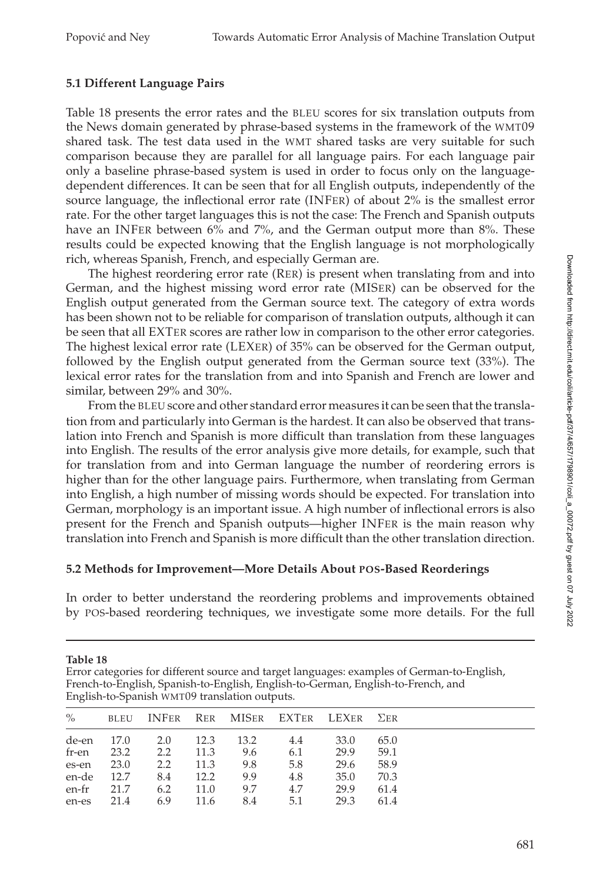### 5.1 Different Language Pairs

Table 18 presents the error rates and the BLEU scores for six translation outputs from the News domain generated by phrase-based systems in the framework of the WMT09 shared task. The test data used in the WMT shared tasks are very suitable for such comparison because they are parallel for all language pairs. For each language pair only a baseline phrase-based system is used in order to focus only on the language-dependent differences. It can be seen that for all English outputs, independently of the source language, the inflectional error rate (INFER) of about 2% is the smallest error rate. For the other target languages this is not the case: The French and Spanish outputs have an INFER between 6% and 7%, and the German output more than 8%. These results could be expected knowing that the English language is not morphologically rich, whereas Spanish, French, and especially German are.

The highest reordering error rate (RER) is present when translating from and into German, and the highest missing word error rate (MISER) can be observed for the English output generated from the German source text. The category of extra words has been shown not to be reliable for comparison of translation outputs, although it can be seen that all EXTER scores are rather low in comparison to the other error categories. The highest lexical error rate (LEXER) of 35% can be observed for the German output, followed by the English output generated from the German source text (33%). The lexical error rates for the translation from and into Spanish and French are lower and similar, between 29% and 30%.

From the BLEU score and other standard error measures it can be seen that the translation from and particularly into German is the hardest. It can also be observed that translation into French and Spanish is more difficult than translation from these languages into English. The results of the error analysis give more details, for example, such that for translation from and into German language the number of reordering errors is higher than for the other language pairs. Furthermore, when translating from German into English, a high number of missing words should be expected. For translation into German, morphology is an important issue. A high number of inflectional errors is also present for the French and Spanish outputs—higher INFER is the main reason why translation into French and Spanish is more difficult than the other translation direction.

### 5.2 Methods for Improvement—More Details About POS-Based Reorderings

In order to better understand the reordering problems and improvements obtained by POS-based reordering techniques, we investigate some more details. For the full

**Table 18**
Error categories for different source and target languages: examples of German-to-English, French-to-English, Spanish-to-English, English-to-German, English-to-French, and English-to-Spanish WMT09 translation outputs.

| % | BLEU | INFER | RER | MISER | EXTER | LEXER | ΣER |
|---|---|---|---|---|---|---|---|
| de-en | 17.0 | 2.0 | 12.3 | 13.2 | 4.4 | 33.0 | 65.0 |
| fr-en | 23.2 | 2.2 | 11.3 | 9.6 | 6.1 | 29.9 | 59.1 |
| es-en | 23.0 | 2.2 | 11.3 | 9.8 | 5.8 | 29.6 | 58.9 |
| en-de | 12.7 | 8.4 | 12.2 | 9.9 | 4.8 | 35.0 | 70.3 |
| en-fr | 21.7 | 6.2 | 11.0 | 9.7 | 4.7 | 29.9 | 61.4 |
| en-es | 21.4 | 6.9 | 11.6 | 8.4 | 5.1 | 29.3 | 61.4 |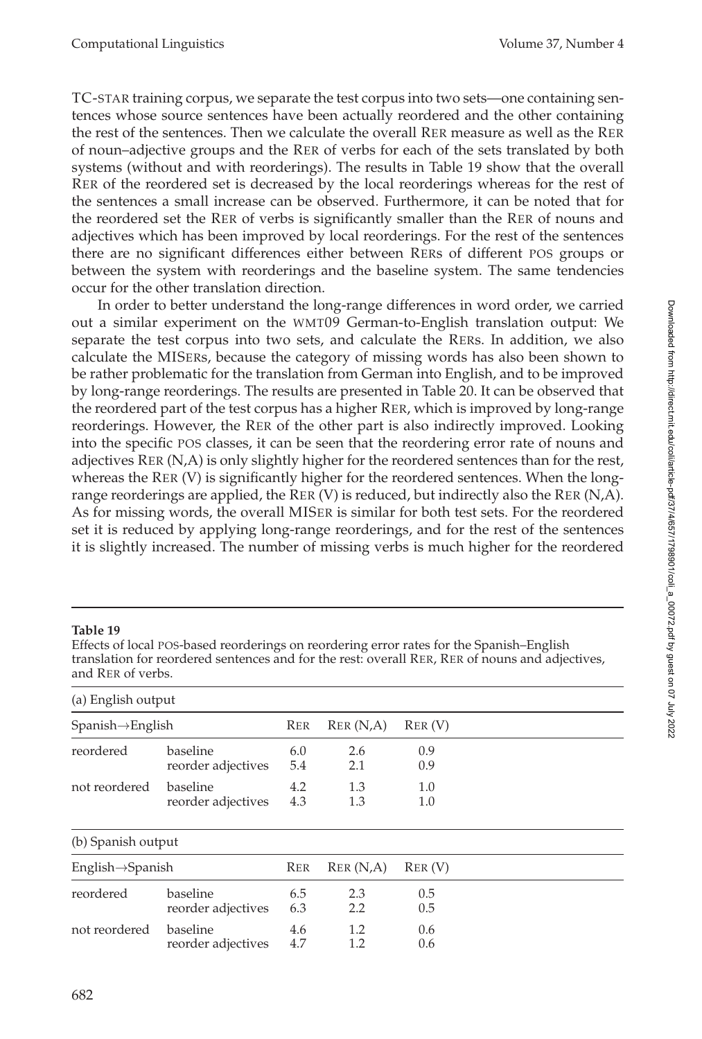TC-STAR training corpus, we separate the test corpus into two sets—one containing sentences whose source sentences have been actually reordered and the other containing the rest of the sentences. Then we calculate the overall RER measure as well as the RER of noun–adjective groups and the RER of verbs for each of the sets translated by both systems (without and with reorderings). The results in Table 19 show that the overall RER of the reordered set is decreased by the local reorderings whereas for the rest of the sentences a small increase can be observed. Furthermore, it can be noted that for the reordered set the RER of verbs is significantly smaller than the RER of nouns and adjectives which has been improved by local reorderings. For the rest of the sentences there are no significant differences either between RERs of different POS groups or between the system with reorderings and the baseline system. The same tendencies occur for the other translation direction.

In order to better understand the long-range differences in word order, we carried out a similar experiment on the WMT09 German-to-English translation output: We separate the test corpus into two sets, and calculate the RERs. In addition, we also calculate the MISERs, because the category of missing words has also been shown to be rather problematic for the translation from German into English, and to be improved by long-range reorderings. The results are presented in Table 20. It can be observed that the reordered part of the test corpus has a higher RER, which is improved by long-range reorderings. However, the RER of the other part is also indirectly improved. Looking into the specific POS classes, it can be seen that the reordering error rate of nouns and adjectives RER (N,A) is only slightly higher for the reordered sentences than for the rest, whereas the RER (V) is significantly higher for the reordered sentences. When the long-range reorderings are applied, the RER (V) is reduced, but indirectly also the RER (N,A). As for missing words, the overall MISER is similar for both test sets. For the reordered set it is reduced by applying long-range reorderings, and for the rest of the sentences it is slightly increased. The number of missing verbs is much higher for the reordered

**Table 19**
Effects of local POS-based reorderings on reordering error rates for the Spanish–English translation for reordered sentences and for the rest: overall RER, RER of nouns and adjectives, and RER of verbs.

(a) English output

| Spanish→English | | RER | RER (N,A) | RER (V) |
|---|---|---|---|---|
| reordered | baseline | 6.0 | 2.6 | 0.9 |
| | reorder adjectives | 5.4 | 2.1 | 0.9 |
| not reordered | baseline | 4.2 | 1.3 | 1.0 |
| | reorder adjectives | 4.3 | 1.3 | 1.0 |

(b) Spanish output

| English→Spanish | | RER | RER (N,A) | RER (V) |
|---|---|---|---|---|
| reordered | baseline | 6.5 | 2.3 | 0.5 |
| | reorder adjectives | 6.3 | 2.2 | 0.5 |
| not reordered | baseline | 4.6 | 1.2 | 0.6 |
| | reorder adjectives | 4.7 | 1.2 | 0.6 |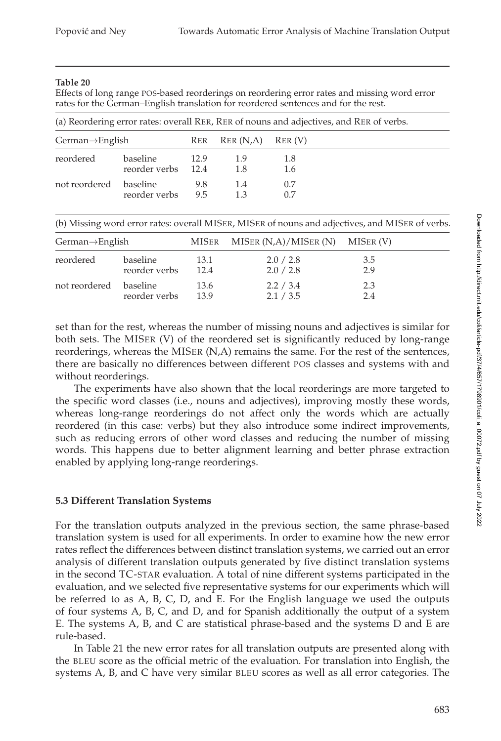**Table 20**

Effects of long range POS-based reorderings on reordering error rates and missing word error rates for the German–English translation for reordered sentences and for the rest.

(a) Reordering error rates: overall RER, RER of nouns and adjectives, and RER of verbs.

| German→English | | RER | RER (N,A) | RER (V) |
|---|---|---|---|---|
| reordered | baseline | 12.9 | 1.9 | 1.8 |
| | reorder verbs | 12.4 | 1.8 | 1.6 |
| not reordered | baseline | 9.8 | 1.4 | 0.7 |
| | reorder verbs | 9.5 | 1.3 | 0.7 |

(b) Missing word error rates: overall MISER, MISER of nouns and adjectives, and MISER of verbs.

| German→English | | MISER | MISER (N,A)/MISER (N) | MISER (V) |
|---|---|---|---|---|
| reordered | baseline | 13.1 | 2.0 / 2.8 | 3.5 |
| | reorder verbs | 12.4 | 2.0 / 2.8 | 2.9 |
| not reordered | baseline | 13.6 | 2.2 / 3.4 | 2.3 |
| | reorder verbs | 13.9 | 2.1 / 3.5 | 2.4 |

set than for the rest, whereas the number of missing nouns and adjectives is similar for both sets. The MISER (V) of the reordered set is significantly reduced by long-range reorderings, whereas the MISER (N,A) remains the same. For the rest of the sentences, there are basically no differences between different POS classes and systems with and without reorderings.

The experiments have also shown that the local reorderings are more targeted to the specific word classes (i.e., nouns and adjectives), improving mostly these words, whereas long-range reorderings do not affect only the words which are actually reordered (in this case: verbs) but they also introduce some indirect improvements, such as reducing errors of other word classes and reducing the number of missing words. This happens due to better alignment learning and better phrase extraction enabled by applying long-range reorderings.

### 5.3 Different Translation Systems

For the translation outputs analyzed in the previous section, the same phrase-based translation system is used for all experiments. In order to examine how the new error rates reflect the differences between distinct translation systems, we carried out an error analysis of different translation outputs generated by five distinct translation systems in the second TC-STAR evaluation. A total of nine different systems participated in the evaluation, and we selected five representative systems for our experiments which will be referred to as A, B, C, D, and E. For the English language we used the outputs of four systems A, B, C, and D, and for Spanish additionally the output of a system E. The systems A, B, and C are statistical phrase-based and the systems D and E are rule-based.

In Table 21 the new error rates for all translation outputs are presented along with the BLEU score as the official metric of the evaluation. For translation into English, the systems A, B, and C have very similar BLEU scores as well as all error categories. The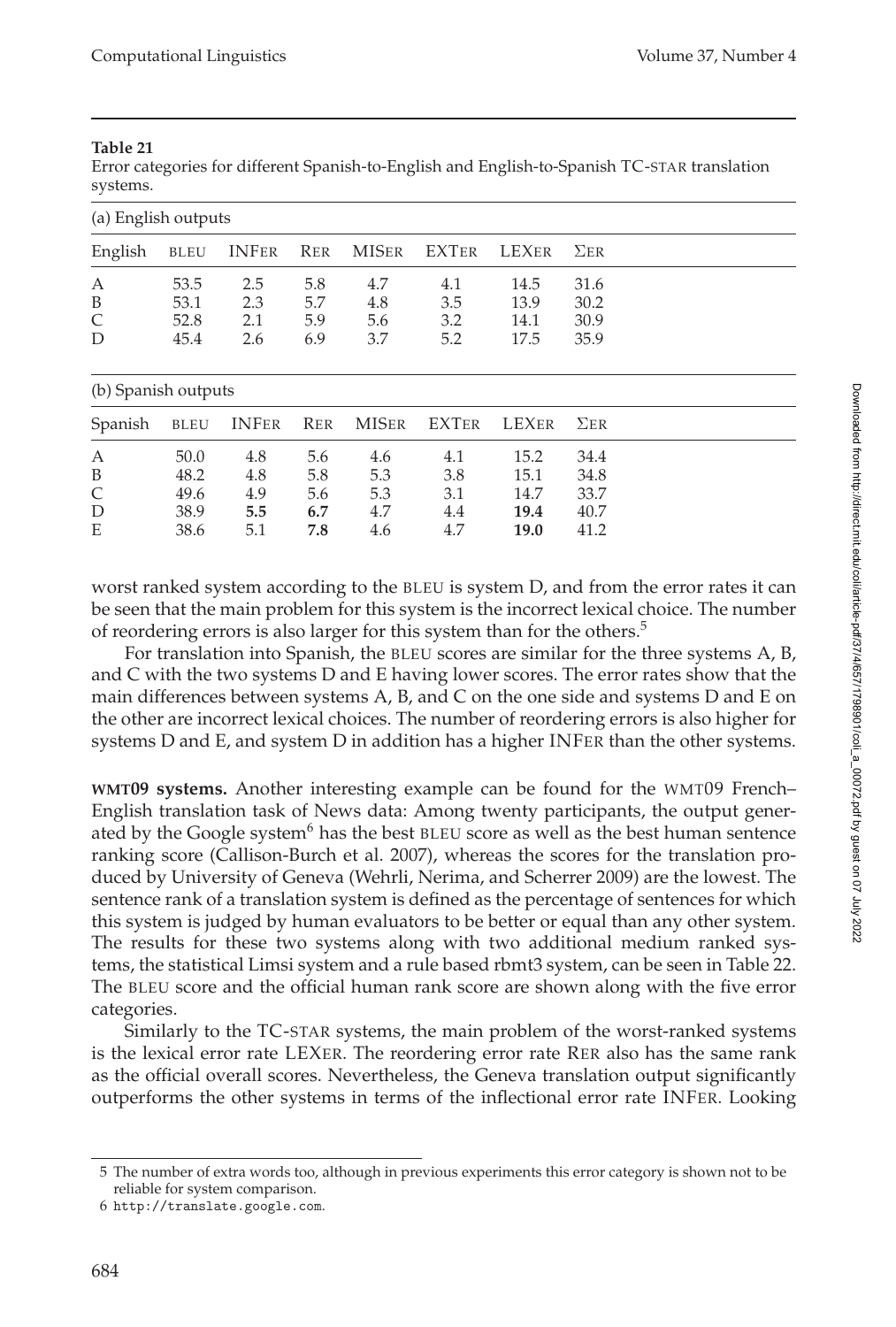**Table 21**
Error categories for different Spanish-to-English and English-to-Spanish TC-STAR translation systems.

(a) English outputs

| English | BLEU | INFER | RER | MISER | EXTER | LEXER | ΣER |
|---|---|---|---|---|---|---|---|
| A | 53.5 | 2.5 | 5.8 | 4.7 | 4.1 | 14.5 | 31.6 |
| B | 53.1 | 2.3 | 5.7 | 4.8 | 3.5 | 13.9 | 30.2 |
| C | 52.8 | 2.1 | 5.9 | 5.6 | 3.2 | 14.1 | 30.9 |
| D | 45.4 | 2.6 | 6.9 | 3.7 | 5.2 | 17.5 | 35.9 |

(b) Spanish outputs

| Spanish | BLEU | INFER | RER | MISER | EXTER | LEXER | ΣER |
|---|---|---|---|---|---|---|---|
| A | 50.0 | 4.8 | 5.6 | 4.6 | 4.1 | 15.2 | 34.4 |
| B | 48.2 | 4.8 | 5.8 | 5.3 | 3.8 | 15.1 | 34.8 |
| C | 49.6 | 4.9 | 5.6 | 5.3 | 3.1 | 14.7 | 33.7 |
| D | 38.9 | **5.5** | **6.7** | 4.7 | 4.4 | **19.4** | 40.7 |
| E | 38.6 | 5.1 | **7.8** | 4.6 | 4.7 | **19.0** | 41.2 |

worst ranked system according to the BLEU is system D, and from the error rates it can be seen that the main problem for this system is the incorrect lexical choice. The number of reordering errors is also larger for this system than for the others.[5]

For translation into Spanish, the BLEU scores are similar for the three systems A, B, and C with the two systems D and E having lower scores. The error rates show that the main differences between systems A, B, and C on the one side and systems D and E on the other are incorrect lexical choices. The number of reordering errors is also higher for systems D and E, and system D in addition has a higher INFER than the other systems.

**WMT09 systems.** Another interesting example can be found for the WMT09 French–English translation task of News data: Among twenty participants, the output generated by the Google system[6] has the best BLEU score as well as the best human sentence ranking score (Callison-Burch et al. 2007), whereas the scores for the translation produced by University of Geneva (Wehrli, Nerima, and Scherrer 2009) are the lowest. The sentence rank of a translation system is defined as the percentage of sentences for which this system is judged by human evaluators to be better or equal than any other system. The results for these two systems along with two additional medium ranked systems, the statistical Limsi system and a rule based rbmt3 system, can be seen in Table 22. The BLEU score and the official human rank score are shown along with the five error categories.

Similarly to the TC-STAR systems, the main problem of the worst-ranked systems is the lexical error rate LEXER. The reordering error rate RER also has the same rank as the official overall scores. Nevertheless, the Geneva translation output significantly outperforms the other systems in terms of the inflectional error rate INFER. Looking

5 The number of extra words too, although in previous experiments this error category is shown not to be reliable for system comparison.

6 http://translate.google.com.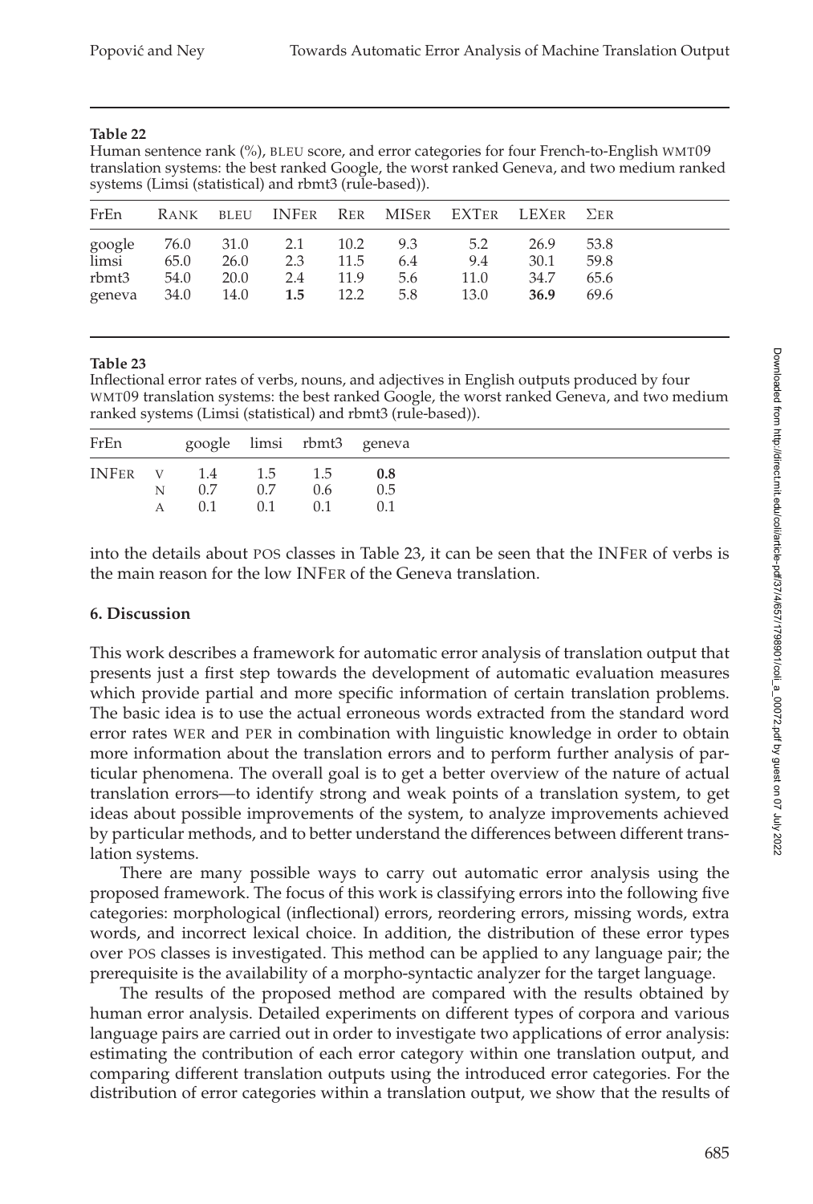**Table 22**
Human sentence rank (%), BLEU score, and error categories for four French-to-English WMT09 translation systems: the best ranked Google, the worst ranked Geneva, and two medium ranked systems (Limsi (statistical) and rbmt3 (rule-based)).

| FrEn | RANK | BLEU | INFER | RER | MISER | EXTER | LEXER | ΣER |
|---|---|---|---|---|---|---|---|---|
| google | 76.0 | 31.0 | 2.1 | 10.2 | 9.3 | 5.2 | 26.9 | 53.8 |
| limsi | 65.0 | 26.0 | 2.3 | 11.5 | 6.4 | 9.4 | 30.1 | 59.8 |
| rbmt3 | 54.0 | 20.0 | 2.4 | 11.9 | 5.6 | 11.0 | 34.7 | 65.6 |
| geneva | 34.0 | 14.0 | **1.5** | 12.2 | 5.8 | 13.0 | **36.9** | 69.6 |

**Table 23**
Inflectional error rates of verbs, nouns, and adjectives in English outputs produced by four WMT09 translation systems: the best ranked Google, the worst ranked Geneva, and two medium ranked systems (Limsi (statistical) and rbmt3 (rule-based)).

| FrEn | | google | limsi | rbmt3 | geneva |
|---|---|---|---|---|---|
| INFER | V | 1.4 | 1.5 | 1.5 | **0.8** |
| | N | 0.7 | 0.7 | 0.6 | 0.5 |
| | A | 0.1 | 0.1 | 0.1 | 0.1 |

into the details about POS classes in Table 23, it can be seen that the INFER of verbs is the main reason for the low INFER of the Geneva translation.

## 6. Discussion

This work describes a framework for automatic error analysis of translation output that presents just a first step towards the development of automatic evaluation measures which provide partial and more specific information of certain translation problems. The basic idea is to use the actual erroneous words extracted from the standard word error rates WER and PER in combination with linguistic knowledge in order to obtain more information about the translation errors and to perform further analysis of particular phenomena. The overall goal is to get a better overview of the nature of actual translation errors—to identify strong and weak points of a translation system, to get ideas about possible improvements of the system, to analyze improvements achieved by particular methods, and to better understand the differences between different translation systems.

There are many possible ways to carry out automatic error analysis using the proposed framework. The focus of this work is classifying errors into the following five categories: morphological (inflectional) errors, reordering errors, missing words, extra words, and incorrect lexical choice. In addition, the distribution of these error types over POS classes is investigated. This method can be applied to any language pair; the prerequisite is the availability of a morpho-syntactic analyzer for the target language.

The results of the proposed method are compared with the results obtained by human error analysis. Detailed experiments on different types of corpora and various language pairs are carried out in order to investigate two applications of error analysis: estimating the contribution of each error category within one translation output, and comparing different translation outputs using the introduced error categories. For the distribution of error categories within a translation output, we show that the results of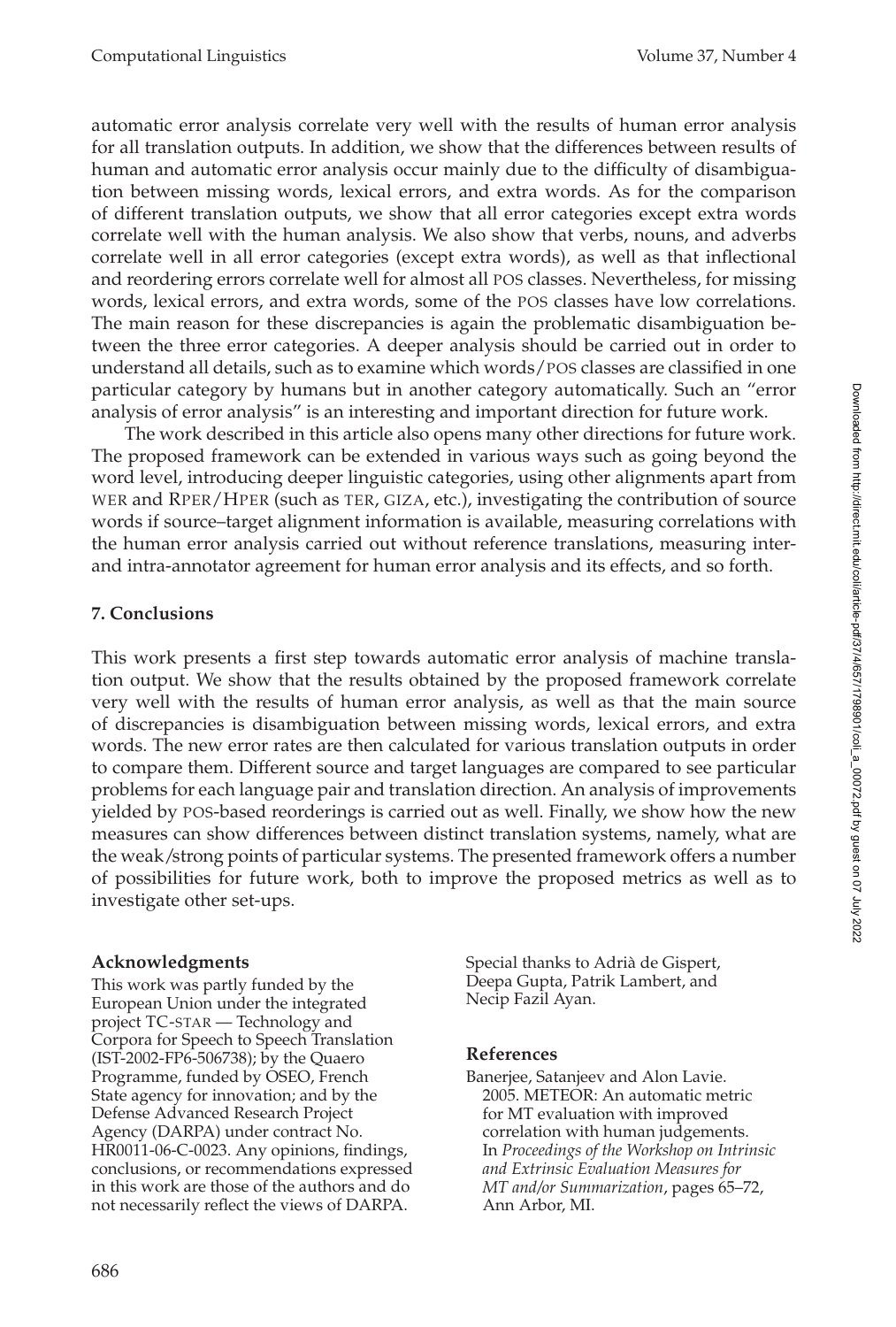automatic error analysis correlate very well with the results of human error analysis for all translation outputs. In addition, we show that the differences between results of human and automatic error analysis occur mainly due to the difficulty of disambiguation between missing words, lexical errors, and extra words. As for the comparison of different translation outputs, we show that all error categories except extra words correlate well with the human analysis. We also show that verbs, nouns, and adverbs correlate well in all error categories (except extra words), as well as that inflectional and reordering errors correlate well for almost all POS classes. Nevertheless, for missing words, lexical errors, and extra words, some of the POS classes have low correlations. The main reason for these discrepancies is again the problematic disambiguation between the three error categories. A deeper analysis should be carried out in order to understand all details, such as to examine which words/POS classes are classified in one particular category by humans but in another category automatically. Such an "error analysis of error analysis" is an interesting and important direction for future work.

The work described in this article also opens many other directions for future work. The proposed framework can be extended in various ways such as going beyond the word level, introducing deeper linguistic categories, using other alignments apart from WER and RPER/HPER (such as TER, GIZA, etc.), investigating the contribution of source words if source–target alignment information is available, measuring correlations with the human error analysis carried out without reference translations, measuring inter- and intra-annotator agreement for human error analysis and its effects, and so forth.

## 7. Conclusions

This work presents a first step towards automatic error analysis of machine translation output. We show that the results obtained by the proposed framework correlate very well with the results of human error analysis, as well as that the main source of discrepancies is disambiguation between missing words, lexical errors, and extra words. The new error rates are then calculated for various translation outputs in order to compare them. Different source and target languages are compared to see particular problems for each language pair and translation direction. An analysis of improvements yielded by POS-based reorderings is carried out as well. Finally, we show how the new measures can show differences between distinct translation systems, namely, what are the weak/strong points of particular systems. The presented framework offers a number of possibilities for future work, both to improve the proposed metrics as well as to investigate other set-ups.

### Acknowledgments

This work was partly funded by the European Union under the integrated project TC-STAR — Technology and Corpora for Speech to Speech Translation (IST-2002-FP6-506738); by the Quaero Programme, funded by OSEO, French State agency for innovation; and by the Defense Advanced Research Project Agency (DARPA) under contract No. HR0011-06-C-0023. Any opinions, findings, conclusions, or recommendations expressed in this work are those of the authors and do not necessarily reflect the views of DARPA. Special thanks to Adrià de Gispert, Deepa Gupta, Patrik Lambert, and Necip Fazil Ayan.

### References

Banerjee, Satanjeev and Alon Lavie. 2005. METEOR: An automatic metric for MT evaluation with improved correlation with human judgements. In *Proceedings of the Workshop on Intrinsic and Extrinsic Evaluation Measures for MT and/or Summarization*, pages 65–72, Ann Arbor, MI.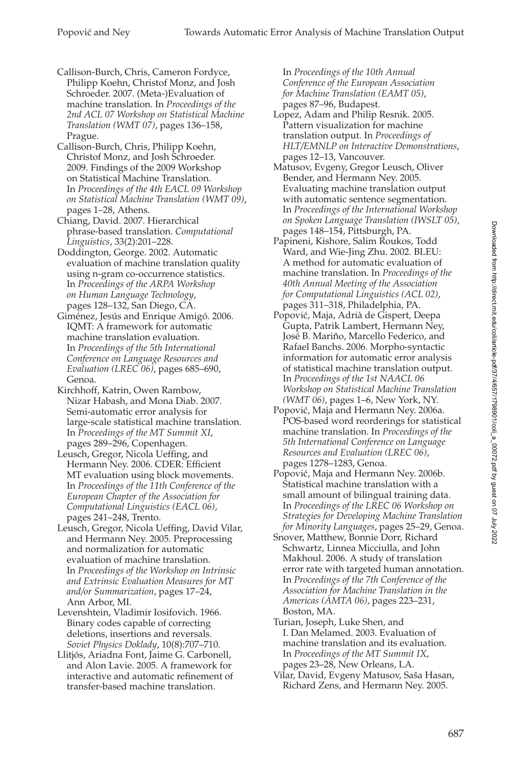Callison-Burch, Chris, Cameron Fordyce, Philipp Koehn, Christof Monz, and Josh Schroeder. 2007. (Meta-)Evaluation of machine translation. In *Proceedings of the 2nd ACL 07 Workshop on Statistical Machine Translation (WMT 07)*, pages 136–158, Prague.

Callison-Burch, Chris, Philipp Koehn, Christof Monz, and Josh Schroeder. 2009. Findings of the 2009 Workshop on Statistical Machine Translation. In *Proceedings of the 4th EACL 09 Workshop on Statistical Machine Translation (WMT 09)*, pages 1–28, Athens.

Chiang, David. 2007. Hierarchical phrase-based translation. *Computational Linguistics*, 33(2):201–228.

Doddington, George. 2002. Automatic evaluation of machine translation quality using n-gram co-occurrence statistics. In *Proceedings of the ARPA Workshop on Human Language Technology*, pages 128–132, San Diego, CA.

Giménez, Jesús and Enrique Amigó. 2006. IQMT: A framework for automatic machine translation evaluation. In *Proceedings of the 5th International Conference on Language Resources and Evaluation (LREC 06)*, pages 685–690, Genoa.

Kirchhoff, Katrin, Owen Rambow, Nizar Habash, and Mona Diab. 2007. Semi-automatic error analysis for large-scale statistical machine translation. In *Proceedings of the MT Summit XI*, pages 289–296, Copenhagen.

Leusch, Gregor, Nicola Ueffing, and Hermann Ney. 2006. CDER: Efficient MT evaluation using block movements. In *Proceedings of the 11th Conference of the European Chapter of the Association for Computational Linguistics (EACL 06)*, pages 241–248, Trento.

Leusch, Gregor, Nicola Ueffing, David Vilar, and Hermann Ney. 2005. Preprocessing and normalization for automatic evaluation of machine translation. In *Proceedings of the Workshop on Intrinsic and Extrinsic Evaluation Measures for MT and/or Summarization*, pages 17–24, Ann Arbor, MI.

Levenshtein, Vladimir Iosifovich. 1966. Binary codes capable of correcting deletions, insertions and reversals. *Soviet Physics Doklady*, 10(8):707–710.

Llitjós, Ariadna Font, Jaime G. Carbonell, and Alon Lavie. 2005. A framework for interactive and automatic refinement of transfer-based machine translation. In *Proceedings of the 10th Annual Conference of the European Association for Machine Translation (EAMT 05)*, pages 87–96, Budapest.

Lopez, Adam and Philip Resnik. 2005. Pattern visualization for machine translation output. In *Proceedings of HLT/EMNLP on Interactive Demonstrations*, pages 12–13, Vancouver.

Matusov, Evgeny, Gregor Leusch, Oliver Bender, and Hermann Ney. 2005. Evaluating machine translation output with automatic sentence segmentation. In *Proceedings of the International Workshop on Spoken Language Translation (IWSLT 05)*, pages 148–154, Pittsburgh, PA.

Papineni, Kishore, Salim Roukos, Todd Ward, and Wie-Jing Zhu. 2002. BLEU: A method for automatic evaluation of machine translation. In *Proceedings of the 40th Annual Meeting of the Association for Computational Linguistics (ACL 02)*, pages 311–318, Philadelphia, PA.

Popović, Maja, Adrià de Gispert, Deepa Gupta, Patrik Lambert, Hermann Ney, José B. Mariño, Marcello Federico, and Rafael Banchs. 2006. Morpho-syntactic information for automatic error analysis of statistical machine translation output. In *Proceedings of the 1st NAACL 06 Workshop on Statistical Machine Translation (WMT 06)*, pages 1–6, New York, NY.

Popović, Maja and Hermann Ney. 2006a. POS-based word reorderings for statistical machine translation. In *Proceedings of the 5th International Conference on Language Resources and Evaluation (LREC 06)*, pages 1278–1283, Genoa.

Popović, Maja and Hermann Ney. 2006b. Statistical machine translation with a small amount of bilingual training data. In *Proceedings of the LREC 06 Workshop on Strategies for Developing Machine Translation for Minority Languages*, pages 25–29, Genoa.

Snover, Matthew, Bonnie Dorr, Richard Schwartz, Linnea Micciulla, and John Makhoul. 2006. A study of translation error rate with targeted human annotation. In *Proceedings of the 7th Conference of the Association for Machine Translation in the Americas (AMTA 06)*, pages 223–231, Boston, MA.

Turian, Joseph, Luke Shen, and I. Dan Melamed. 2003. Evaluation of machine translation and its evaluation. In *Proceedings of the MT Summit IX*, pages 23–28, New Orleans, LA.

Vilar, David, Evgeny Matusov, Saša Hasan, Richard Zens, and Hermann Ney. 2005.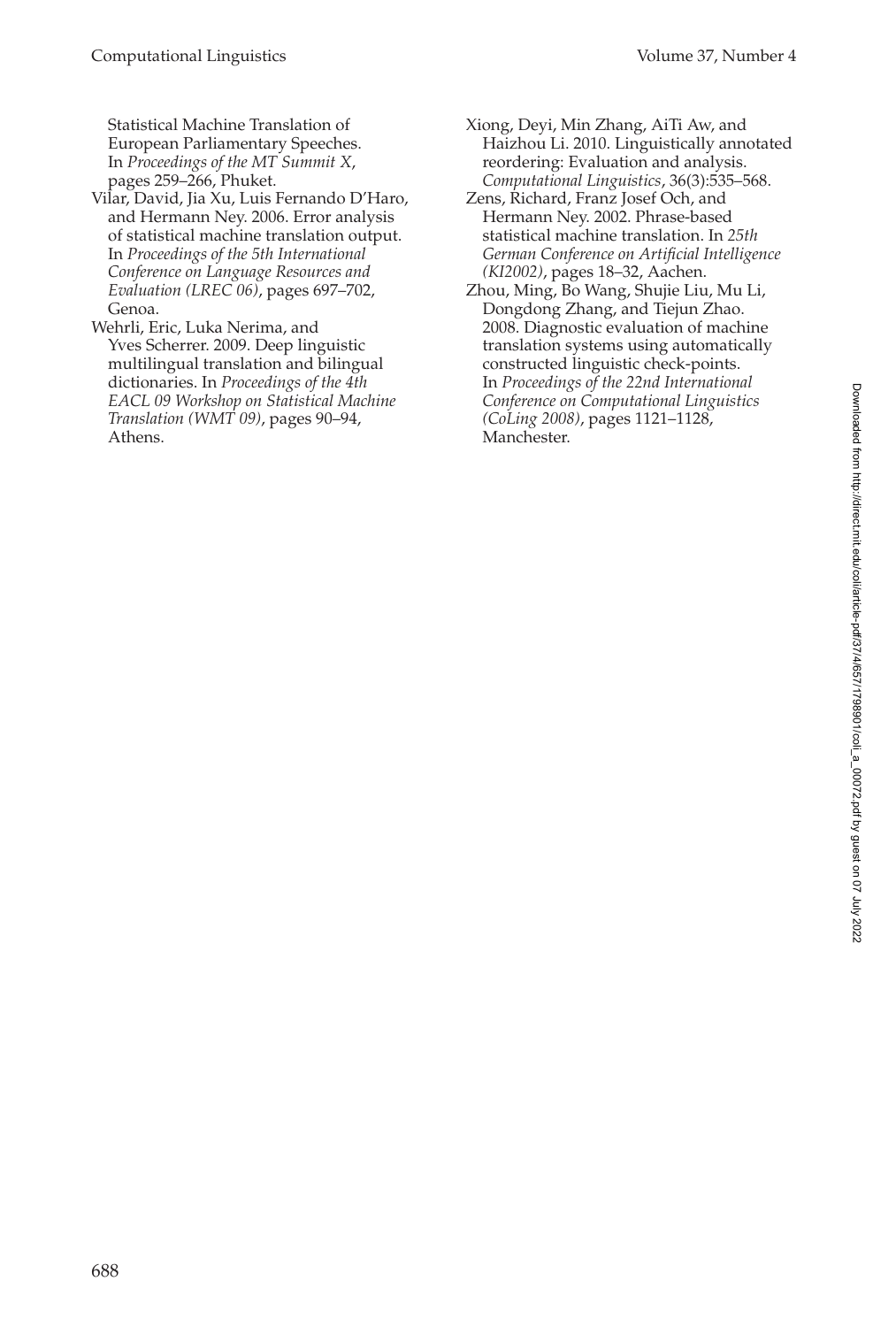Statistical Machine Translation of European Parliamentary Speeches. In *Proceedings of the MT Summit X*, pages 259–266, Phuket.

Vilar, David, Jia Xu, Luis Fernando D'Haro, and Hermann Ney. 2006. Error analysis of statistical machine translation output. In *Proceedings of the 5th International Conference on Language Resources and Evaluation (LREC 06)*, pages 697–702, Genoa.

Wehrli, Eric, Luka Nerima, and Yves Scherrer. 2009. Deep linguistic multilingual translation and bilingual dictionaries. In *Proceedings of the 4th EACL 09 Workshop on Statistical Machine Translation (WMT 09)*, pages 90–94, Athens.

Xiong, Deyi, Min Zhang, AiTi Aw, and Haizhou Li. 2010. Linguistically annotated reordering: Evaluation and analysis. *Computational Linguistics*, 36(3):535–568.

Zens, Richard, Franz Josef Och, and Hermann Ney. 2002. Phrase-based statistical machine translation. In *25th German Conference on Artificial Intelligence (KI2002)*, pages 18–32, Aachen.

Zhou, Ming, Bo Wang, Shujie Liu, Mu Li, Dongdong Zhang, and Tiejun Zhao. 2008. Diagnostic evaluation of machine translation systems using automatically constructed linguistic check-points. In *Proceedings of the 22nd International Conference on Computational Linguistics (CoLing 2008)*, pages 1121–1128, Manchester.